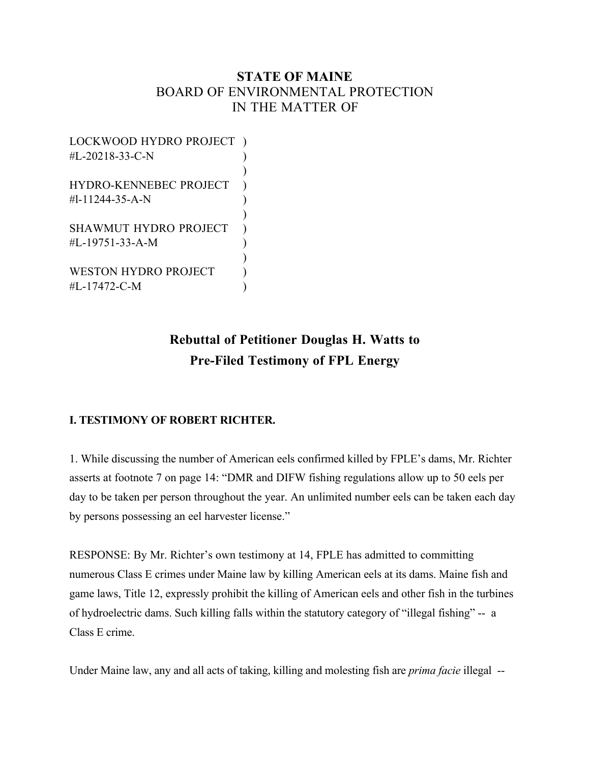# STATE OF MAINE
BOARD OF ENVIRONMENTAL PROTECTION
IN THE MATTER OF

LOCKWOOD HYDRO PROJECT )
#L-20218-33-C-N )
)
HYDRO-KENNEBEC PROJECT )
#l-11244-35-A-N )
)
SHAWMUT HYDRO PROJECT )
#L-19751-33-A-M )
)
WESTON HYDRO PROJECT )
#L-17472-C-M )

## Rebuttal of Petitioner Douglas H. Watts to Pre-Filed Testimony of FPL Energy

### I. TESTIMONY OF ROBERT RICHTER.

1. While discussing the number of American eels confirmed killed by FPLE's dams, Mr. Richter asserts at footnote 7 on page 14: "DMR and DIFW fishing regulations allow up to 50 eels per day to be taken per person throughout the year. An unlimited number eels can be taken each day by persons possessing an eel harvester license."

RESPONSE: By Mr. Richter's own testimony at 14, FPLE has admitted to committing numerous Class E crimes under Maine law by killing American eels at its dams. Maine fish and game laws, Title 12, expressly prohibit the killing of American eels and other fish in the turbines of hydroelectric dams. Such killing falls within the statutory category of "illegal fishing" -- a Class E crime.

Under Maine law, any and all acts of taking, killing and molesting fish are *prima facie* illegal --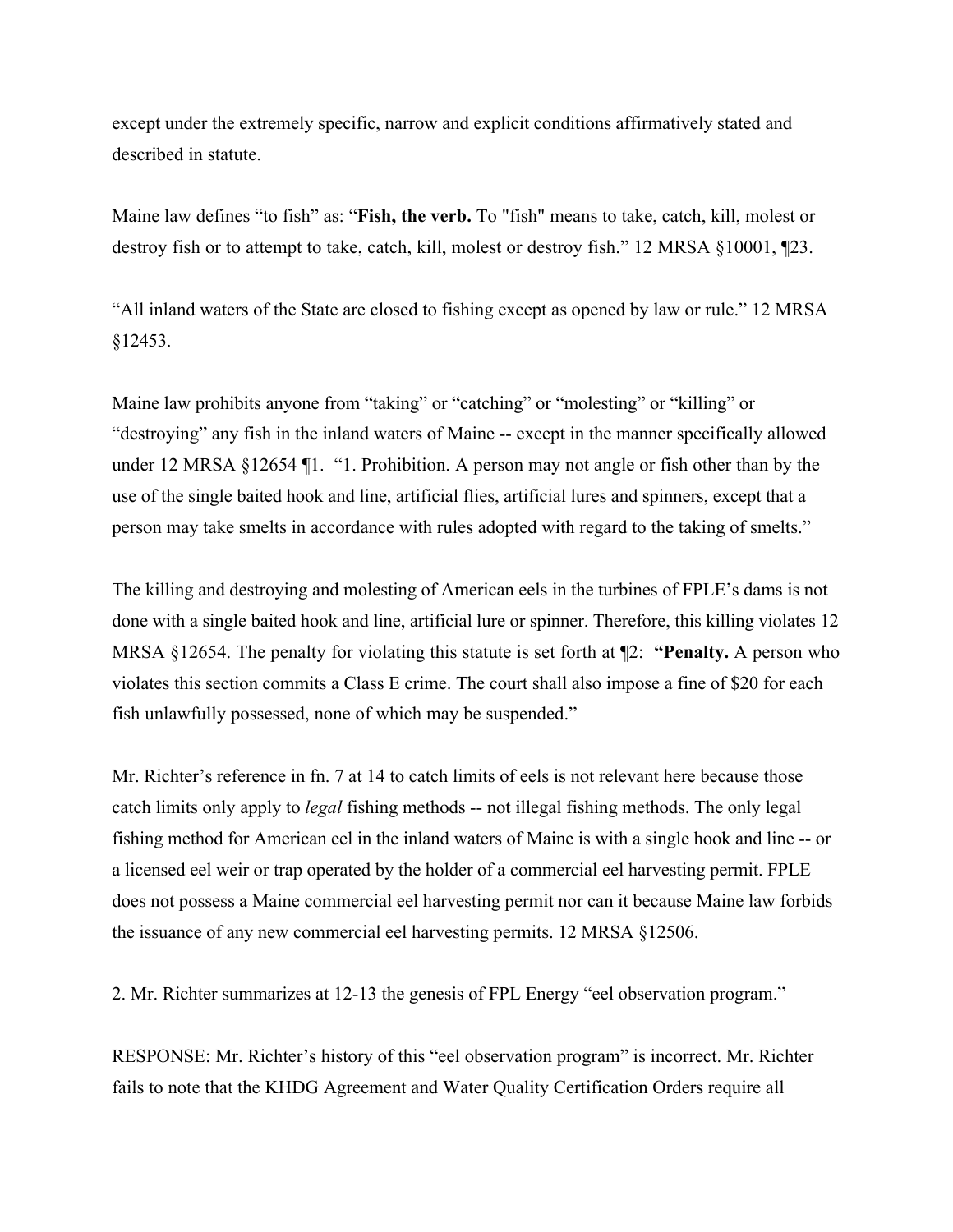except under the extremely specific, narrow and explicit conditions affirmatively stated and described in statute.

Maine law defines "to fish" as: "**Fish, the verb.** To "fish" means to take, catch, kill, molest or destroy fish or to attempt to take, catch, kill, molest or destroy fish." 12 MRSA §10001, ¶23.

"All inland waters of the State are closed to fishing except as opened by law or rule." 12 MRSA §12453.

Maine law prohibits anyone from "taking" or "catching" or "molesting" or "killing" or "destroying" any fish in the inland waters of Maine -- except in the manner specifically allowed under 12 MRSA §12654 ¶1. "1. Prohibition. A person may not angle or fish other than by the use of the single baited hook and line, artificial flies, artificial lures and spinners, except that a person may take smelts in accordance with rules adopted with regard to the taking of smelts."

The killing and destroying and molesting of American eels in the turbines of FPLE's dams is not done with a single baited hook and line, artificial lure or spinner. Therefore, this killing violates 12 MRSA §12654. The penalty for violating this statute is set forth at ¶2: **"Penalty.** A person who violates this section commits a Class E crime. The court shall also impose a fine of $20 for each fish unlawfully possessed, none of which may be suspended."

Mr. Richter's reference in fn. 7 at 14 to catch limits of eels is not relevant here because those catch limits only apply to *legal* fishing methods -- not illegal fishing methods. The only legal fishing method for American eel in the inland waters of Maine is with a single hook and line -- or a licensed eel weir or trap operated by the holder of a commercial eel harvesting permit. FPLE does not possess a Maine commercial eel harvesting permit nor can it because Maine law forbids the issuance of any new commercial eel harvesting permits. 12 MRSA §12506.

2. Mr. Richter summarizes at 12-13 the genesis of FPL Energy "eel observation program."

RESPONSE: Mr. Richter's history of this "eel observation program" is incorrect. Mr. Richter fails to note that the KHDG Agreement and Water Quality Certification Orders require all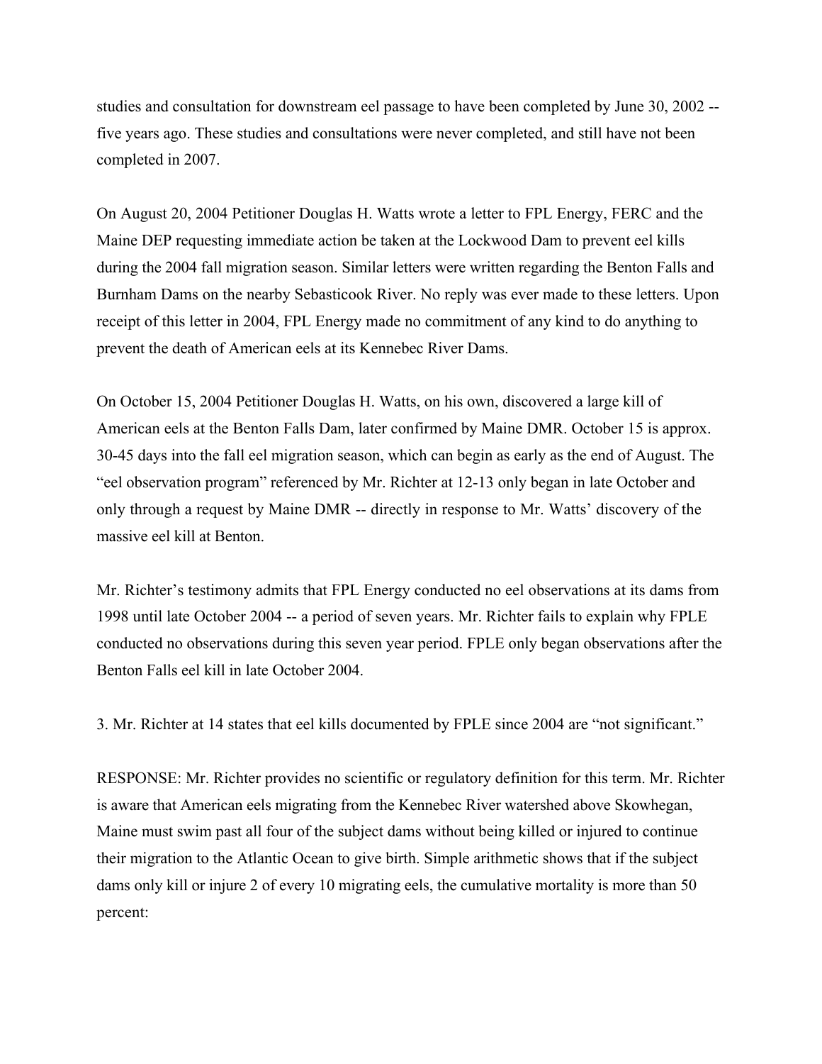studies and consultation for downstream eel passage to have been completed by June 30, 2002 -- five years ago. These studies and consultations were never completed, and still have not been completed in 2007.

On August 20, 2004 Petitioner Douglas H. Watts wrote a letter to FPL Energy, FERC and the Maine DEP requesting immediate action be taken at the Lockwood Dam to prevent eel kills during the 2004 fall migration season. Similar letters were written regarding the Benton Falls and Burnham Dams on the nearby Sebasticook River. No reply was ever made to these letters. Upon receipt of this letter in 2004, FPL Energy made no commitment of any kind to do anything to prevent the death of American eels at its Kennebec River Dams.

On October 15, 2004 Petitioner Douglas H. Watts, on his own, discovered a large kill of American eels at the Benton Falls Dam, later confirmed by Maine DMR. October 15 is approx. 30-45 days into the fall eel migration season, which can begin as early as the end of August. The "eel observation program" referenced by Mr. Richter at 12-13 only began in late October and only through a request by Maine DMR -- directly in response to Mr. Watts' discovery of the massive eel kill at Benton.

Mr. Richter's testimony admits that FPL Energy conducted no eel observations at its dams from 1998 until late October 2004 -- a period of seven years. Mr. Richter fails to explain why FPLE conducted no observations during this seven year period. FPLE only began observations after the Benton Falls eel kill in late October 2004.

3. Mr. Richter at 14 states that eel kills documented by FPLE since 2004 are "not significant."

RESPONSE: Mr. Richter provides no scientific or regulatory definition for this term. Mr. Richter is aware that American eels migrating from the Kennebec River watershed above Skowhegan, Maine must swim past all four of the subject dams without being killed or injured to continue their migration to the Atlantic Ocean to give birth. Simple arithmetic shows that if the subject dams only kill or injure 2 of every 10 migrating eels, the cumulative mortality is more than 50 percent: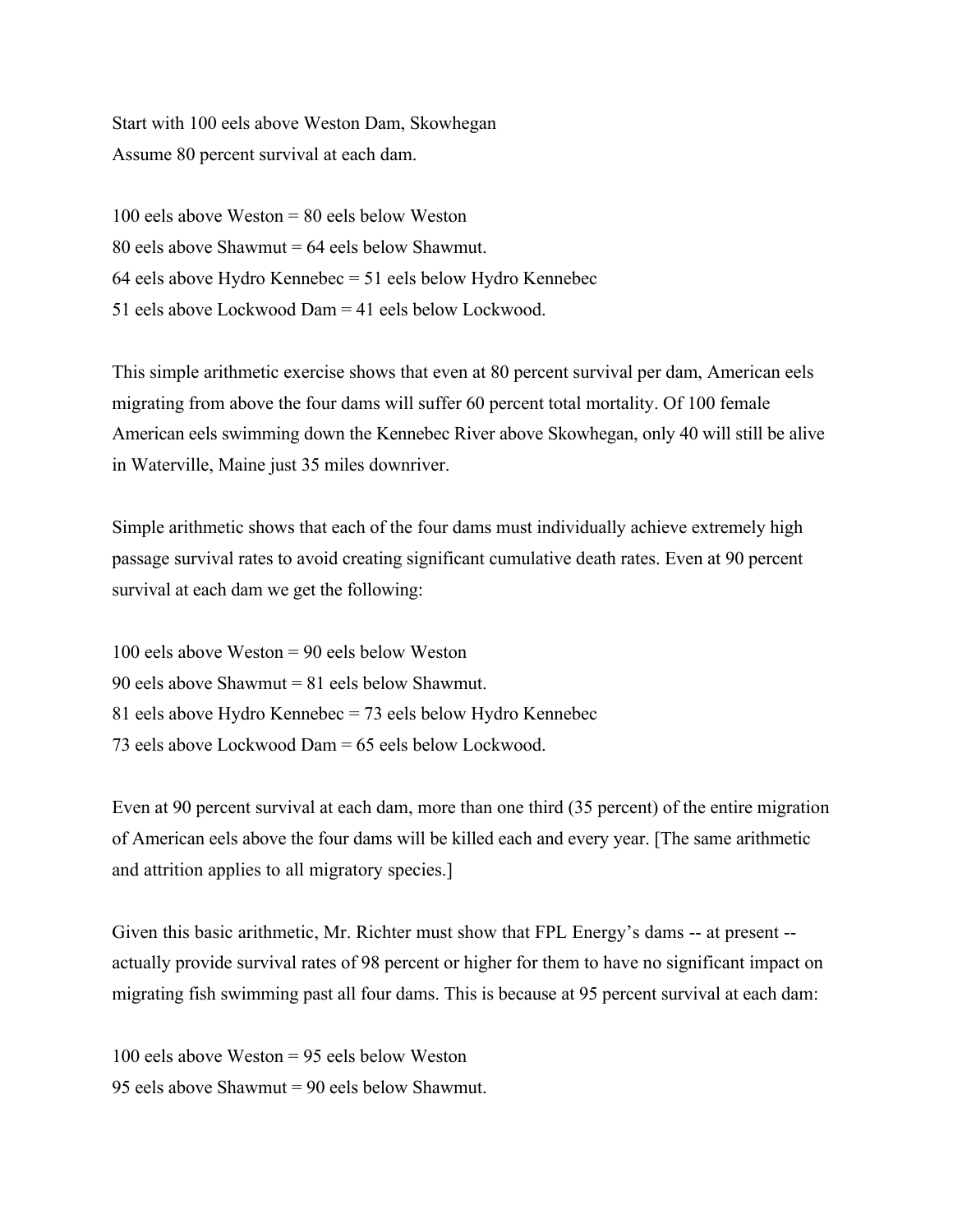Start with 100 eels above Weston Dam, Skowhegan
Assume 80 percent survival at each dam.

100 eels above Weston = 80 eels below Weston
80 eels above Shawmut = 64 eels below Shawmut.
64 eels above Hydro Kennebec = 51 eels below Hydro Kennebec
51 eels above Lockwood Dam = 41 eels below Lockwood.

This simple arithmetic exercise shows that even at 80 percent survival per dam, American eels migrating from above the four dams will suffer 60 percent total mortality. Of 100 female American eels swimming down the Kennebec River above Skowhegan, only 40 will still be alive in Waterville, Maine just 35 miles downriver.

Simple arithmetic shows that each of the four dams must individually achieve extremely high passage survival rates to avoid creating significant cumulative death rates. Even at 90 percent survival at each dam we get the following:

100 eels above Weston = 90 eels below Weston
90 eels above Shawmut = 81 eels below Shawmut.
81 eels above Hydro Kennebec = 73 eels below Hydro Kennebec
73 eels above Lockwood Dam = 65 eels below Lockwood.

Even at 90 percent survival at each dam, more than one third (35 percent) of the entire migration of American eels above the four dams will be killed each and every year. [The same arithmetic and attrition applies to all migratory species.]

Given this basic arithmetic, Mr. Richter must show that FPL Energy's dams -- at present -- actually provide survival rates of 98 percent or higher for them to have no significant impact on migrating fish swimming past all four dams. This is because at 95 percent survival at each dam:

100 eels above Weston = 95 eels below Weston
95 eels above Shawmut = 90 eels below Shawmut.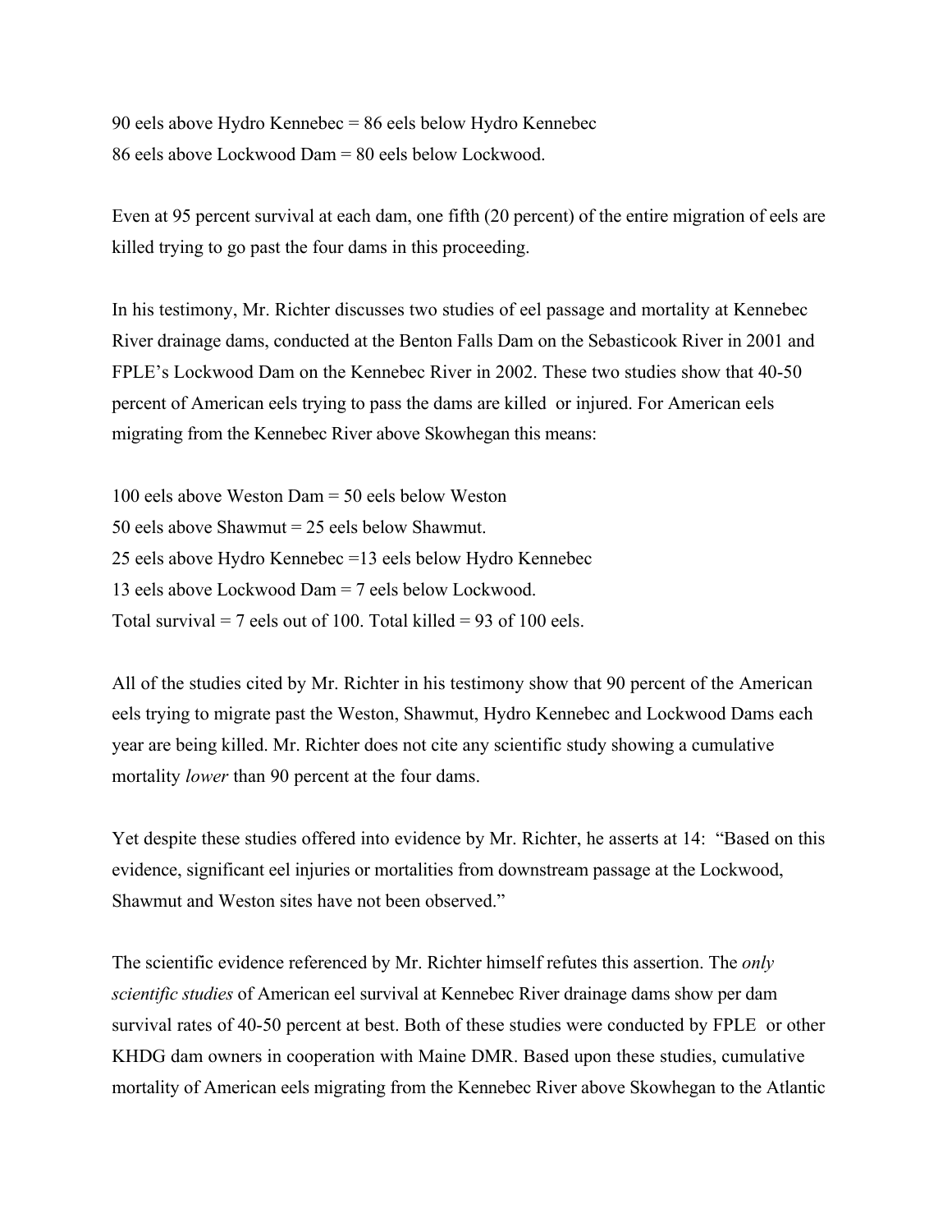90 eels above Hydro Kennebec = 86 eels below Hydro Kennebec
86 eels above Lockwood Dam = 80 eels below Lockwood.

Even at 95 percent survival at each dam, one fifth (20 percent) of the entire migration of eels are killed trying to go past the four dams in this proceeding.

In his testimony, Mr. Richter discusses two studies of eel passage and mortality at Kennebec River drainage dams, conducted at the Benton Falls Dam on the Sebasticook River in 2001 and FPLE's Lockwood Dam on the Kennebec River in 2002. These two studies show that 40-50 percent of American eels trying to pass the dams are killed or injured. For American eels migrating from the Kennebec River above Skowhegan this means:

100 eels above Weston Dam = 50 eels below Weston
50 eels above Shawmut = 25 eels below Shawmut.
25 eels above Hydro Kennebec =13 eels below Hydro Kennebec
13 eels above Lockwood Dam = 7 eels below Lockwood.
Total survival = 7 eels out of 100. Total killed = 93 of 100 eels.

All of the studies cited by Mr. Richter in his testimony show that 90 percent of the American eels trying to migrate past the Weston, Shawmut, Hydro Kennebec and Lockwood Dams each year are being killed. Mr. Richter does not cite any scientific study showing a cumulative mortality *lower* than 90 percent at the four dams.

Yet despite these studies offered into evidence by Mr. Richter, he asserts at 14: "Based on this evidence, significant eel injuries or mortalities from downstream passage at the Lockwood, Shawmut and Weston sites have not been observed."

The scientific evidence referenced by Mr. Richter himself refutes this assertion. The *only scientific studies* of American eel survival at Kennebec River drainage dams show per dam survival rates of 40-50 percent at best. Both of these studies were conducted by FPLE or other KHDG dam owners in cooperation with Maine DMR. Based upon these studies, cumulative mortality of American eels migrating from the Kennebec River above Skowhegan to the Atlantic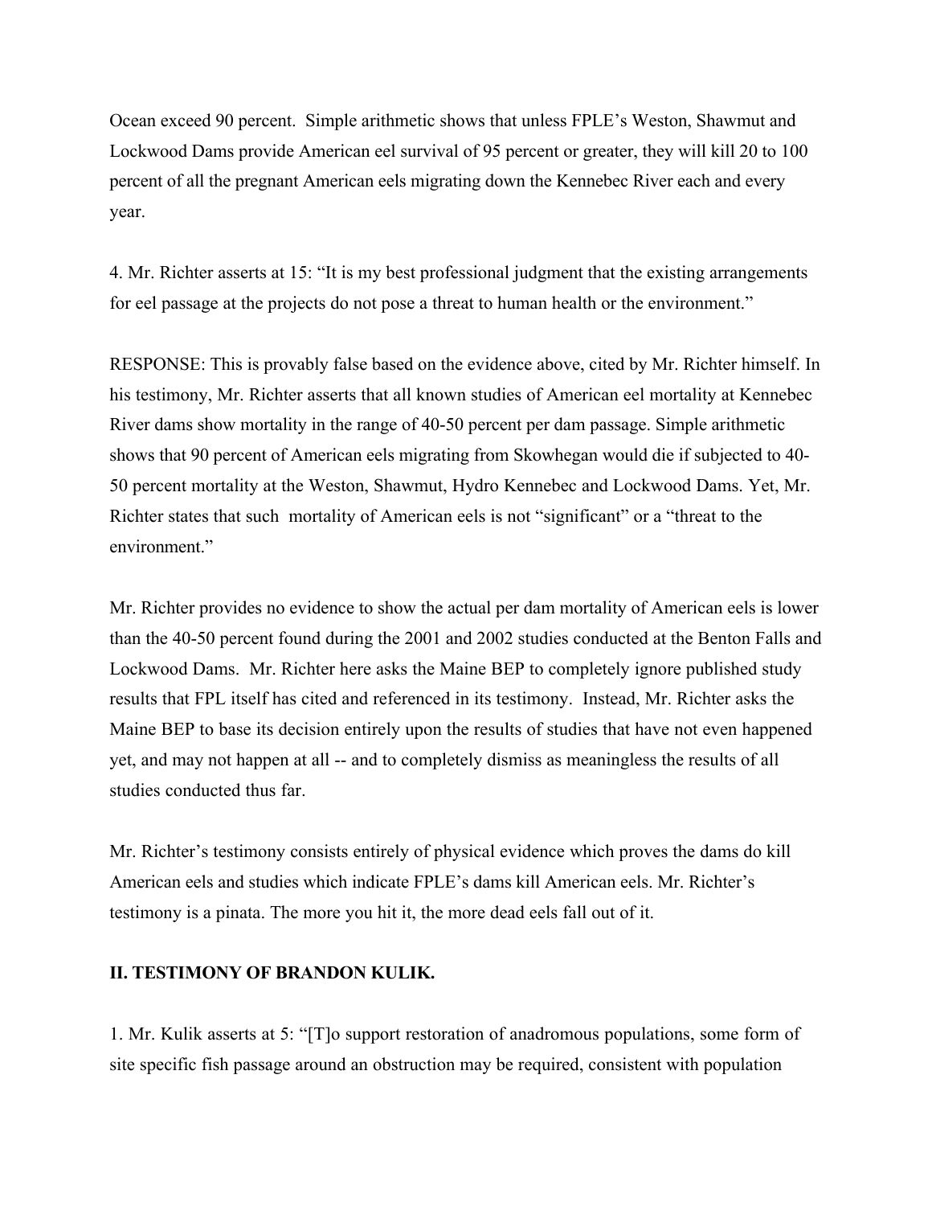Ocean exceed 90 percent. Simple arithmetic shows that unless FPLE's Weston, Shawmut and Lockwood Dams provide American eel survival of 95 percent or greater, they will kill 20 to 100 percent of all the pregnant American eels migrating down the Kennebec River each and every year.

4. Mr. Richter asserts at 15: "It is my best professional judgment that the existing arrangements for eel passage at the projects do not pose a threat to human health or the environment."

RESPONSE: This is provably false based on the evidence above, cited by Mr. Richter himself. In his testimony, Mr. Richter asserts that all known studies of American eel mortality at Kennebec River dams show mortality in the range of 40-50 percent per dam passage. Simple arithmetic shows that 90 percent of American eels migrating from Skowhegan would die if subjected to 40-50 percent mortality at the Weston, Shawmut, Hydro Kennebec and Lockwood Dams. Yet, Mr. Richter states that such mortality of American eels is not "significant" or a "threat to the environment."

Mr. Richter provides no evidence to show the actual per dam mortality of American eels is lower than the 40-50 percent found during the 2001 and 2002 studies conducted at the Benton Falls and Lockwood Dams. Mr. Richter here asks the Maine BEP to completely ignore published study results that FPL itself has cited and referenced in its testimony. Instead, Mr. Richter asks the Maine BEP to base its decision entirely upon the results of studies that have not even happened yet, and may not happen at all -- and to completely dismiss as meaningless the results of all studies conducted thus far.

Mr. Richter's testimony consists entirely of physical evidence which proves the dams do kill American eels and studies which indicate FPLE's dams kill American eels. Mr. Richter's testimony is a pinata. The more you hit it, the more dead eels fall out of it.

## II. TESTIMONY OF BRANDON KULIK.

1. Mr. Kulik asserts at 5: "[T]o support restoration of anadromous populations, some form of site specific fish passage around an obstruction may be required, consistent with population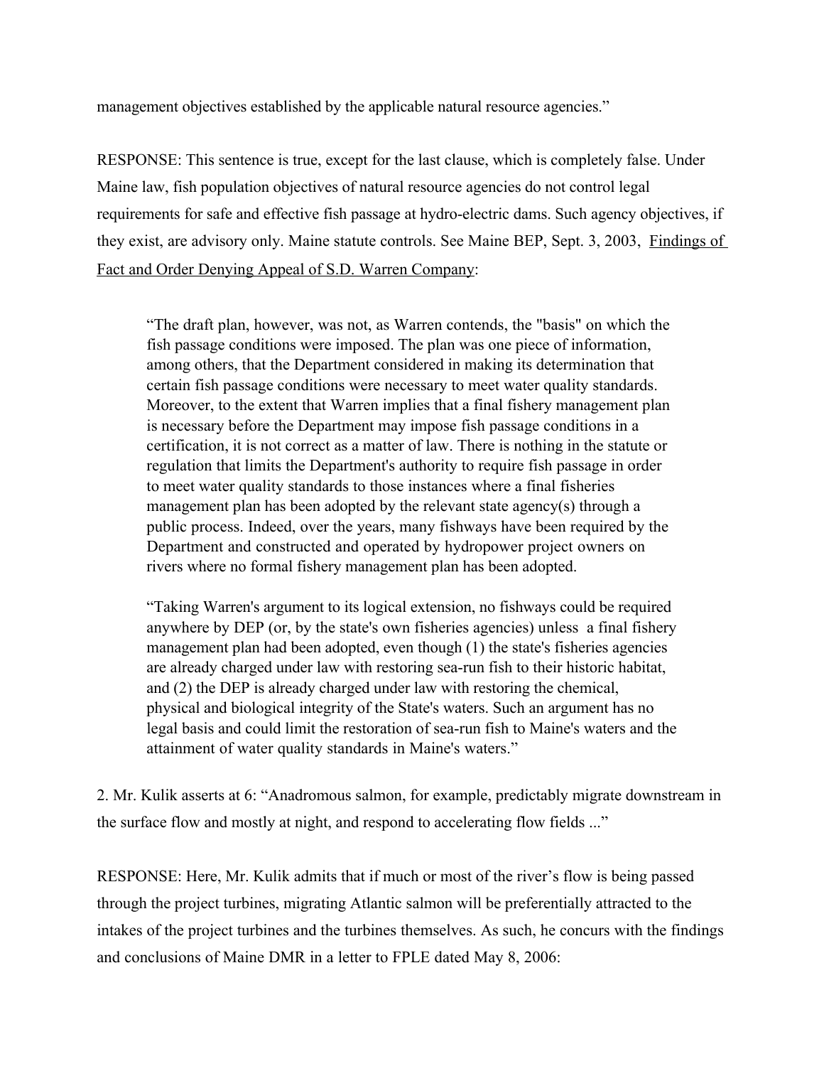management objectives established by the applicable natural resource agencies."

RESPONSE: This sentence is true, except for the last clause, which is completely false. Under Maine law, fish population objectives of natural resource agencies do not control legal requirements for safe and effective fish passage at hydro-electric dams. Such agency objectives, if they exist, are advisory only. Maine statute controls. See Maine BEP, Sept. 3, 2003, Findings of Fact and Order Denying Appeal of S.D. Warren Company:

> "The draft plan, however, was not, as Warren contends, the "basis" on which the fish passage conditions were imposed. The plan was one piece of information, among others, that the Department considered in making its determination that certain fish passage conditions were necessary to meet water quality standards. Moreover, to the extent that Warren implies that a final fishery management plan is necessary before the Department may impose fish passage conditions in a certification, it is not correct as a matter of law. There is nothing in the statute or regulation that limits the Department's authority to require fish passage in order to meet water quality standards to those instances where a final fisheries management plan has been adopted by the relevant state agency(s) through a public process. Indeed, over the years, many fishways have been required by the Department and constructed and operated by hydropower project owners on rivers where no formal fishery management plan has been adopted.
>
> "Taking Warren's argument to its logical extension, no fishways could be required anywhere by DEP (or, by the state's own fisheries agencies) unless a final fishery management plan had been adopted, even though (1) the state's fisheries agencies are already charged under law with restoring sea-run fish to their historic habitat, and (2) the DEP is already charged under law with restoring the chemical, physical and biological integrity of the State's waters. Such an argument has no legal basis and could limit the restoration of sea-run fish to Maine's waters and the attainment of water quality standards in Maine's waters."

2. Mr. Kulik asserts at 6: "Anadromous salmon, for example, predictably migrate downstream in the surface flow and mostly at night, and respond to accelerating flow fields ..."

RESPONSE: Here, Mr. Kulik admits that if much or most of the river's flow is being passed through the project turbines, migrating Atlantic salmon will be preferentially attracted to the intakes of the project turbines and the turbines themselves. As such, he concurs with the findings and conclusions of Maine DMR in a letter to FPLE dated May 8, 2006: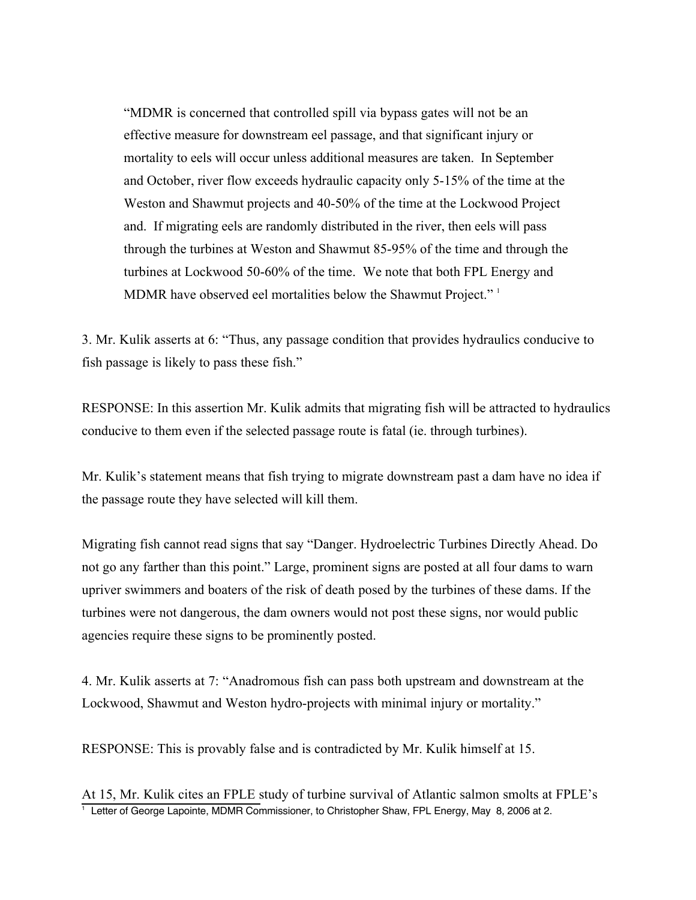> "MDMR is concerned that controlled spill via bypass gates will not be an effective measure for downstream eel passage, and that significant injury or mortality to eels will occur unless additional measures are taken. In September and October, river flow exceeds hydraulic capacity only 5-15% of the time at the Weston and Shawmut projects and 40-50% of the time at the Lockwood Project and. If migrating eels are randomly distributed in the river, then eels will pass through the turbines at Weston and Shawmut 85-95% of the time and through the turbines at Lockwood 50-60% of the time. We note that both FPL Energy and MDMR have observed eel mortalities below the Shawmut Project." [1]

3. Mr. Kulik asserts at 6: "Thus, any passage condition that provides hydraulics conducive to fish passage is likely to pass these fish."

RESPONSE: In this assertion Mr. Kulik admits that migrating fish will be attracted to hydraulics conducive to them even if the selected passage route is fatal (ie. through turbines).

Mr. Kulik's statement means that fish trying to migrate downstream past a dam have no idea if the passage route they have selected will kill them.

Migrating fish cannot read signs that say "Danger. Hydroelectric Turbines Directly Ahead. Do not go any farther than this point." Large, prominent signs are posted at all four dams to warn upriver swimmers and boaters of the risk of death posed by the turbines of these dams. If the turbines were not dangerous, the dam owners would not post these signs, nor would public agencies require these signs to be prominently posted.

4. Mr. Kulik asserts at 7: "Anadromous fish can pass both upstream and downstream at the Lockwood, Shawmut and Weston hydro-projects with minimal injury or mortality."

RESPONSE: This is provably false and is contradicted by Mr. Kulik himself at 15.

At 15, Mr. Kulik cites an FPLE study of turbine survival of Atlantic salmon smolts at FPLE's

[1] Letter of George Lapointe, MDMR Commissioner, to Christopher Shaw, FPL Energy, May 8, 2006 at 2.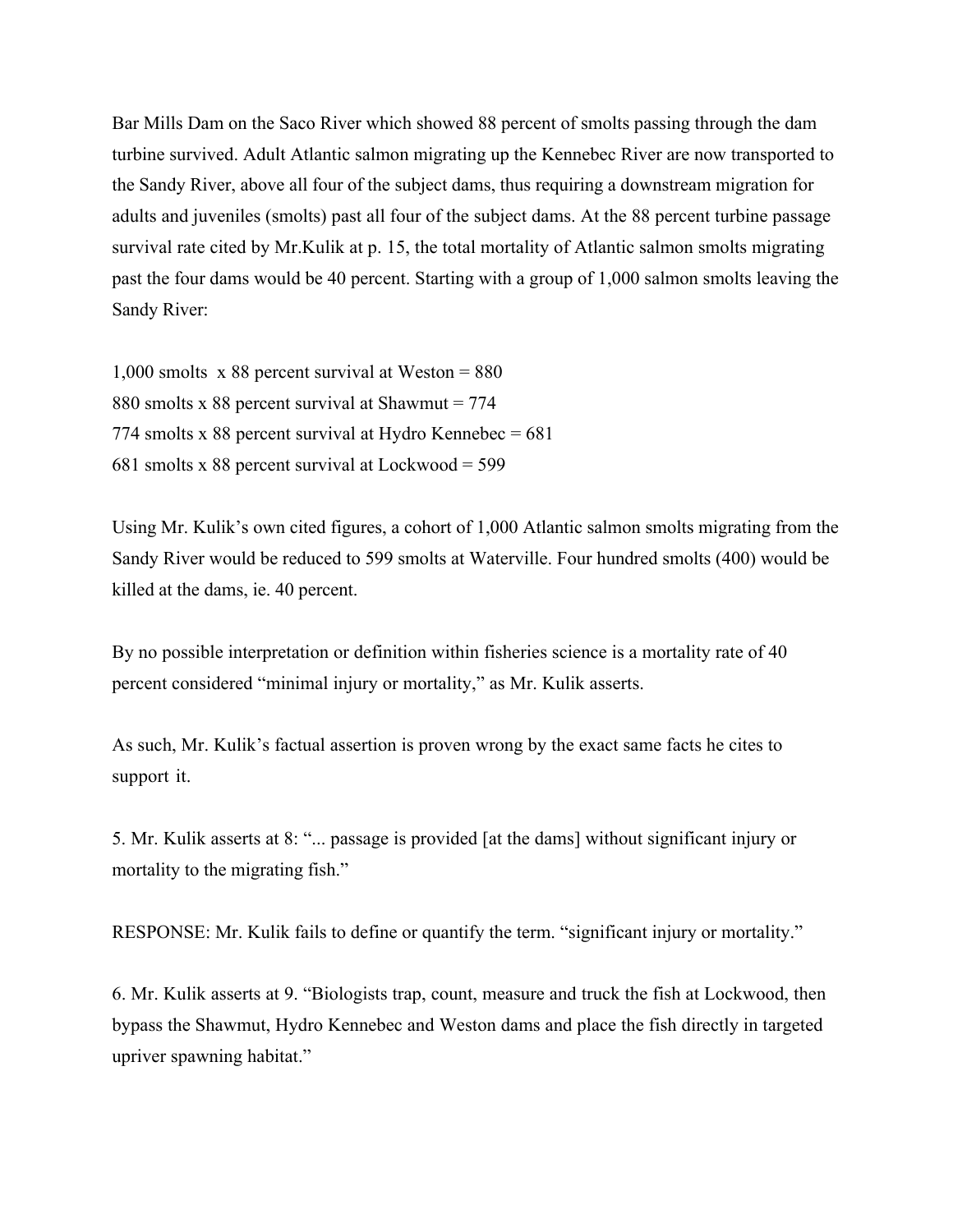Bar Mills Dam on the Saco River which showed 88 percent of smolts passing through the dam turbine survived. Adult Atlantic salmon migrating up the Kennebec River are now transported to the Sandy River, above all four of the subject dams, thus requiring a downstream migration for adults and juveniles (smolts) past all four of the subject dams. At the 88 percent turbine passage survival rate cited by Mr.Kulik at p. 15, the total mortality of Atlantic salmon smolts migrating past the four dams would be 40 percent. Starting with a group of 1,000 salmon smolts leaving the Sandy River:

1,000 smolts  x 88 percent survival at Weston = 880
880 smolts x 88 percent survival at Shawmut = 774
774 smolts x 88 percent survival at Hydro Kennebec = 681
681 smolts x 88 percent survival at Lockwood = 599

Using Mr. Kulik's own cited figures, a cohort of 1,000 Atlantic salmon smolts migrating from the Sandy River would be reduced to 599 smolts at Waterville. Four hundred smolts (400) would be killed at the dams, ie. 40 percent.

By no possible interpretation or definition within fisheries science is a mortality rate of 40 percent considered "minimal injury or mortality," as Mr. Kulik asserts.

As such, Mr. Kulik's factual assertion is proven wrong by the exact same facts he cites to support it.

5. Mr. Kulik asserts at 8: "... passage is provided [at the dams] without significant injury or mortality to the migrating fish."

RESPONSE: Mr. Kulik fails to define or quantify the term. "significant injury or mortality."

6. Mr. Kulik asserts at 9. "Biologists trap, count, measure and truck the fish at Lockwood, then bypass the Shawmut, Hydro Kennebec and Weston dams and place the fish directly in targeted upriver spawning habitat."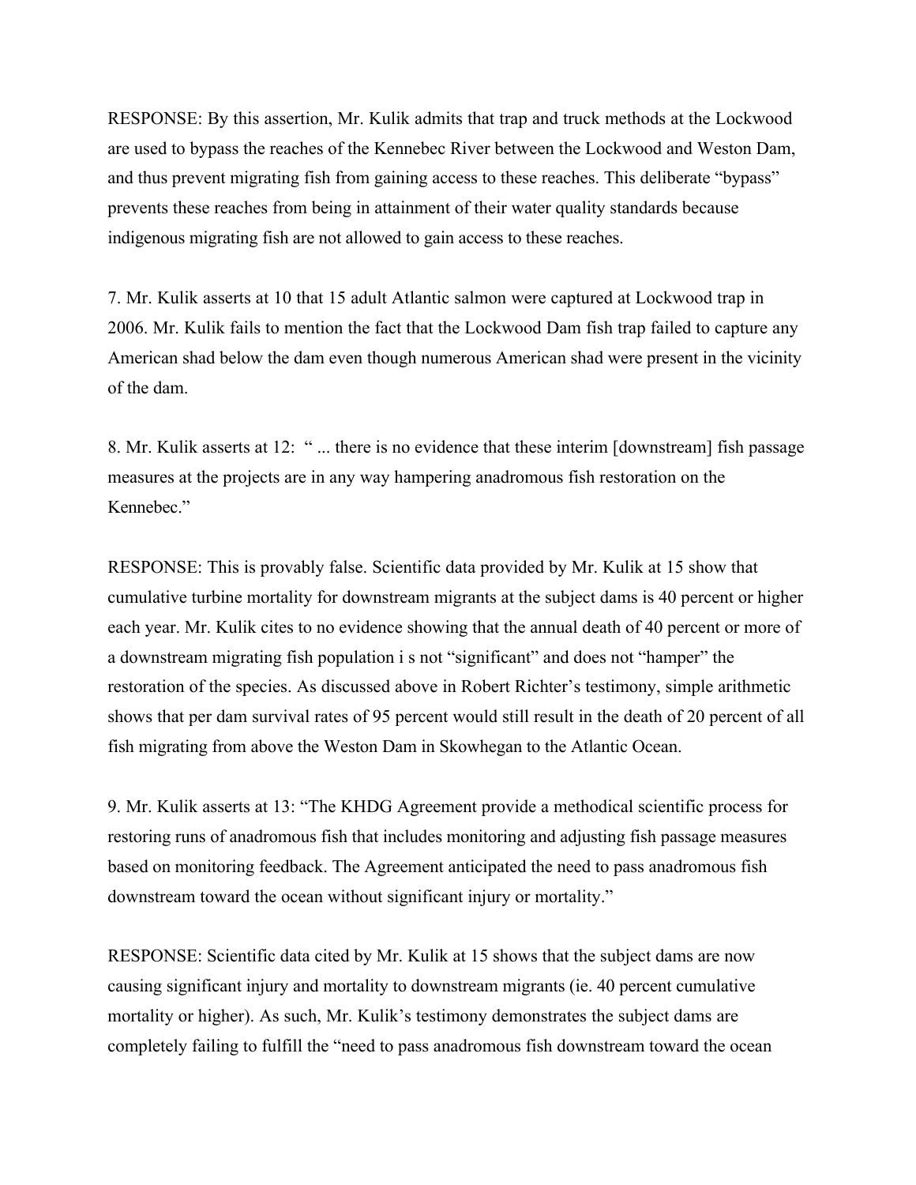RESPONSE: By this assertion, Mr. Kulik admits that trap and truck methods at the Lockwood are used to bypass the reaches of the Kennebec River between the Lockwood and Weston Dam, and thus prevent migrating fish from gaining access to these reaches. This deliberate "bypass" prevents these reaches from being in attainment of their water quality standards because indigenous migrating fish are not allowed to gain access to these reaches.

7. Mr. Kulik asserts at 10 that 15 adult Atlantic salmon were captured at Lockwood trap in 2006. Mr. Kulik fails to mention the fact that the Lockwood Dam fish trap failed to capture any American shad below the dam even though numerous American shad were present in the vicinity of the dam.

8. Mr. Kulik asserts at 12: " ... there is no evidence that these interim [downstream] fish passage measures at the projects are in any way hampering anadromous fish restoration on the Kennebec."

RESPONSE: This is provably false. Scientific data provided by Mr. Kulik at 15 show that cumulative turbine mortality for downstream migrants at the subject dams is 40 percent or higher each year. Mr. Kulik cites to no evidence showing that the annual death of 40 percent or more of a downstream migrating fish population i s not "significant" and does not "hamper" the restoration of the species. As discussed above in Robert Richter's testimony, simple arithmetic shows that per dam survival rates of 95 percent would still result in the death of 20 percent of all fish migrating from above the Weston Dam in Skowhegan to the Atlantic Ocean.

9. Mr. Kulik asserts at 13: "The KHDG Agreement provide a methodical scientific process for restoring runs of anadromous fish that includes monitoring and adjusting fish passage measures based on monitoring feedback. The Agreement anticipated the need to pass anadromous fish downstream toward the ocean without significant injury or mortality."

RESPONSE: Scientific data cited by Mr. Kulik at 15 shows that the subject dams are now causing significant injury and mortality to downstream migrants (ie. 40 percent cumulative mortality or higher). As such, Mr. Kulik's testimony demonstrates the subject dams are completely failing to fulfill the "need to pass anadromous fish downstream toward the ocean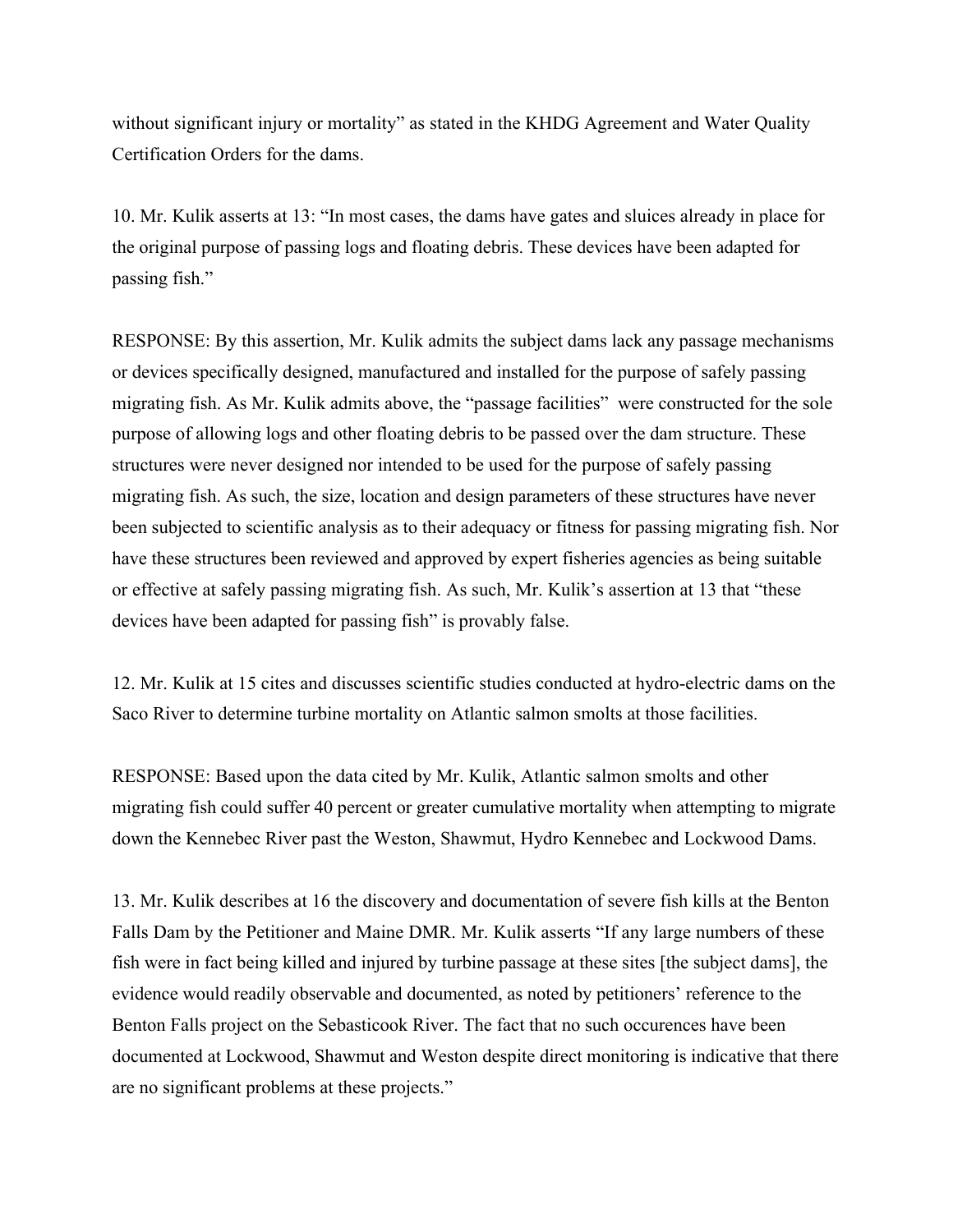without significant injury or mortality" as stated in the KHDG Agreement and Water Quality Certification Orders for the dams.

10. Mr. Kulik asserts at 13: "In most cases, the dams have gates and sluices already in place for the original purpose of passing logs and floating debris. These devices have been adapted for passing fish."

RESPONSE: By this assertion, Mr. Kulik admits the subject dams lack any passage mechanisms or devices specifically designed, manufactured and installed for the purpose of safely passing migrating fish. As Mr. Kulik admits above, the "passage facilities" were constructed for the sole purpose of allowing logs and other floating debris to be passed over the dam structure. These structures were never designed nor intended to be used for the purpose of safely passing migrating fish. As such, the size, location and design parameters of these structures have never been subjected to scientific analysis as to their adequacy or fitness for passing migrating fish. Nor have these structures been reviewed and approved by expert fisheries agencies as being suitable or effective at safely passing migrating fish. As such, Mr. Kulik's assertion at 13 that "these devices have been adapted for passing fish" is provably false.

12. Mr. Kulik at 15 cites and discusses scientific studies conducted at hydro-electric dams on the Saco River to determine turbine mortality on Atlantic salmon smolts at those facilities.

RESPONSE: Based upon the data cited by Mr. Kulik, Atlantic salmon smolts and other migrating fish could suffer 40 percent or greater cumulative mortality when attempting to migrate down the Kennebec River past the Weston, Shawmut, Hydro Kennebec and Lockwood Dams.

13. Mr. Kulik describes at 16 the discovery and documentation of severe fish kills at the Benton Falls Dam by the Petitioner and Maine DMR. Mr. Kulik asserts "If any large numbers of these fish were in fact being killed and injured by turbine passage at these sites [the subject dams], the evidence would readily observable and documented, as noted by petitioners' reference to the Benton Falls project on the Sebasticook River. The fact that no such occurences have been documented at Lockwood, Shawmut and Weston despite direct monitoring is indicative that there are no significant problems at these projects."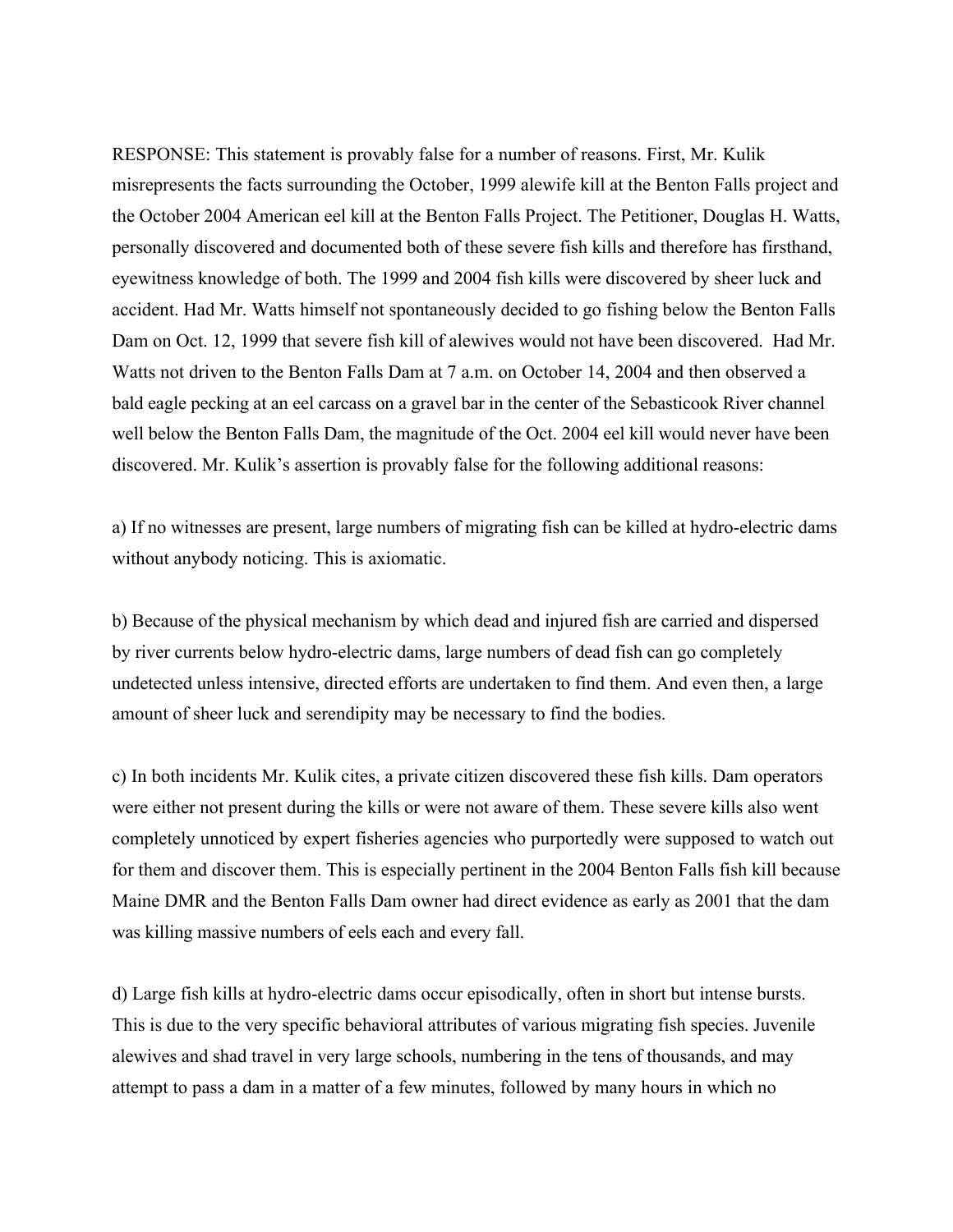RESPONSE: This statement is provably false for a number of reasons. First, Mr. Kulik misrepresents the facts surrounding the October, 1999 alewife kill at the Benton Falls project and the October 2004 American eel kill at the Benton Falls Project. The Petitioner, Douglas H. Watts, personally discovered and documented both of these severe fish kills and therefore has firsthand, eyewitness knowledge of both. The 1999 and 2004 fish kills were discovered by sheer luck and accident. Had Mr. Watts himself not spontaneously decided to go fishing below the Benton Falls Dam on Oct. 12, 1999 that severe fish kill of alewives would not have been discovered. Had Mr. Watts not driven to the Benton Falls Dam at 7 a.m. on October 14, 2004 and then observed a bald eagle pecking at an eel carcass on a gravel bar in the center of the Sebasticook River channel well below the Benton Falls Dam, the magnitude of the Oct. 2004 eel kill would never have been discovered. Mr. Kulik's assertion is provably false for the following additional reasons:

a) If no witnesses are present, large numbers of migrating fish can be killed at hydro-electric dams without anybody noticing. This is axiomatic.

b) Because of the physical mechanism by which dead and injured fish are carried and dispersed by river currents below hydro-electric dams, large numbers of dead fish can go completely undetected unless intensive, directed efforts are undertaken to find them. And even then, a large amount of sheer luck and serendipity may be necessary to find the bodies.

c) In both incidents Mr. Kulik cites, a private citizen discovered these fish kills. Dam operators were either not present during the kills or were not aware of them. These severe kills also went completely unnoticed by expert fisheries agencies who purportedly were supposed to watch out for them and discover them. This is especially pertinent in the 2004 Benton Falls fish kill because Maine DMR and the Benton Falls Dam owner had direct evidence as early as 2001 that the dam was killing massive numbers of eels each and every fall.

d) Large fish kills at hydro-electric dams occur episodically, often in short but intense bursts. This is due to the very specific behavioral attributes of various migrating fish species. Juvenile alewives and shad travel in very large schools, numbering in the tens of thousands, and may attempt to pass a dam in a matter of a few minutes, followed by many hours in which no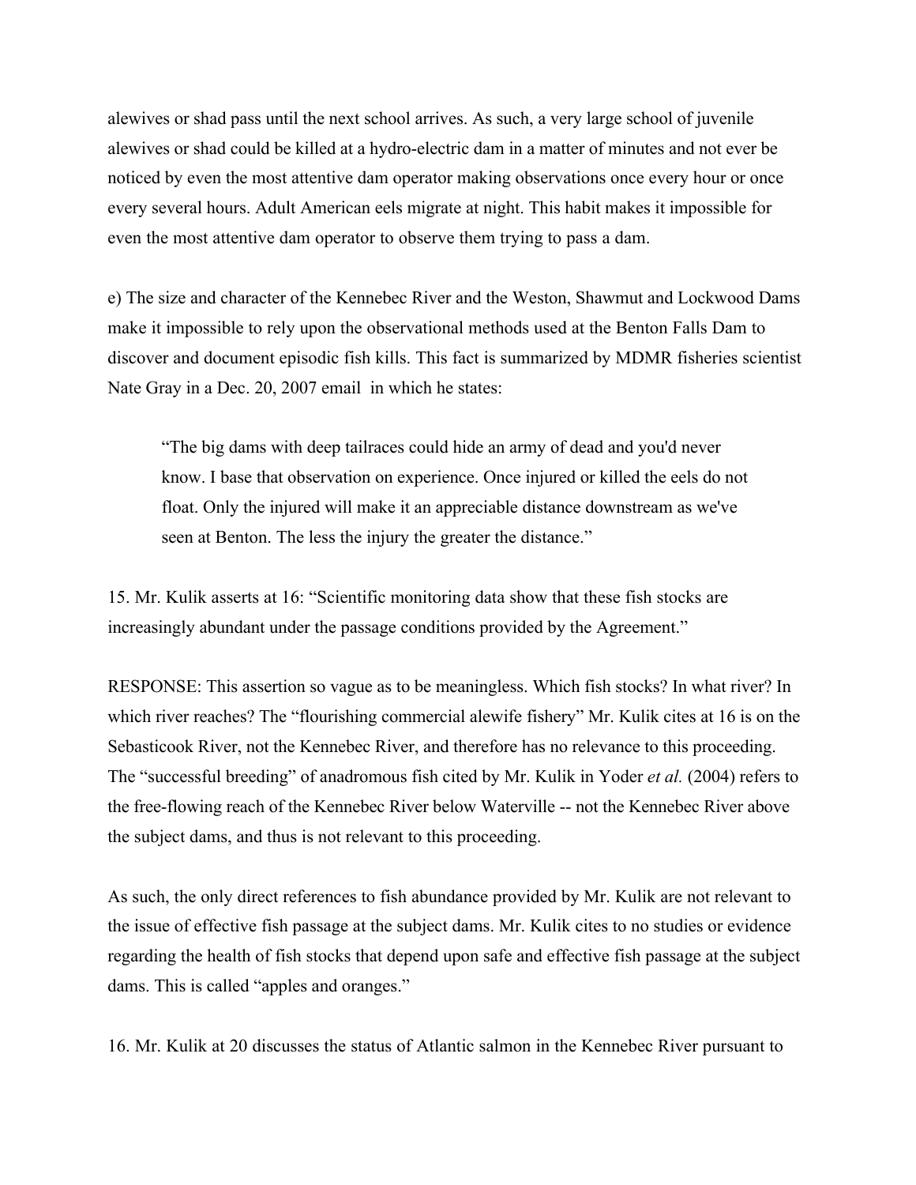alewives or shad pass until the next school arrives. As such, a very large school of juvenile alewives or shad could be killed at a hydro-electric dam in a matter of minutes and not ever be noticed by even the most attentive dam operator making observations once every hour or once every several hours. Adult American eels migrate at night. This habit makes it impossible for even the most attentive dam operator to observe them trying to pass a dam.

e) The size and character of the Kennebec River and the Weston, Shawmut and Lockwood Dams make it impossible to rely upon the observational methods used at the Benton Falls Dam to discover and document episodic fish kills. This fact is summarized by MDMR fisheries scientist Nate Gray in a Dec. 20, 2007 email in which he states:

> "The big dams with deep tailraces could hide an army of dead and you'd never know. I base that observation on experience. Once injured or killed the eels do not float. Only the injured will make it an appreciable distance downstream as we've seen at Benton. The less the injury the greater the distance."

15. Mr. Kulik asserts at 16: "Scientific monitoring data show that these fish stocks are increasingly abundant under the passage conditions provided by the Agreement."

RESPONSE: This assertion so vague as to be meaningless. Which fish stocks? In what river? In which river reaches? The "flourishing commercial alewife fishery" Mr. Kulik cites at 16 is on the Sebasticook River, not the Kennebec River, and therefore has no relevance to this proceeding. The "successful breeding" of anadromous fish cited by Mr. Kulik in Yoder *et al.* (2004) refers to the free-flowing reach of the Kennebec River below Waterville -- not the Kennebec River above the subject dams, and thus is not relevant to this proceeding.

As such, the only direct references to fish abundance provided by Mr. Kulik are not relevant to the issue of effective fish passage at the subject dams. Mr. Kulik cites to no studies or evidence regarding the health of fish stocks that depend upon safe and effective fish passage at the subject dams. This is called "apples and oranges."

16. Mr. Kulik at 20 discusses the status of Atlantic salmon in the Kennebec River pursuant to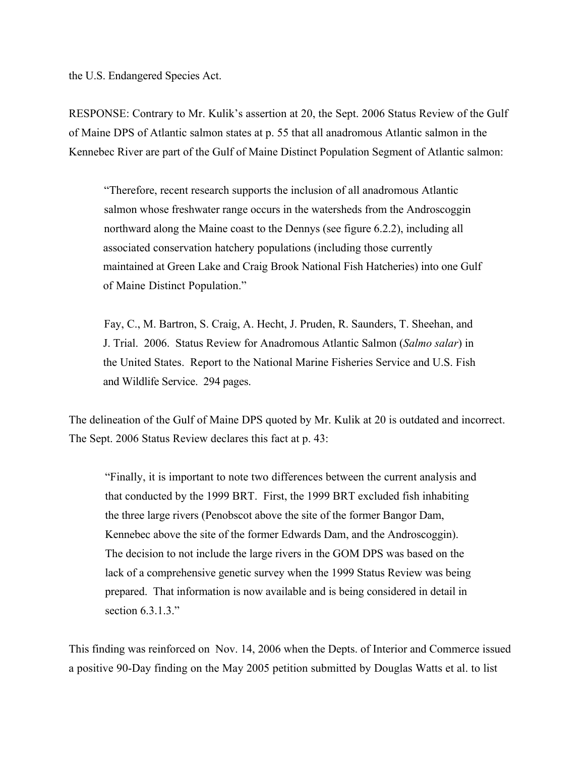the U.S. Endangered Species Act.

RESPONSE: Contrary to Mr. Kulik's assertion at 20, the Sept. 2006 Status Review of the Gulf of Maine DPS of Atlantic salmon states at p. 55 that all anadromous Atlantic salmon in the Kennebec River are part of the Gulf of Maine Distinct Population Segment of Atlantic salmon:

> "Therefore, recent research supports the inclusion of all anadromous Atlantic salmon whose freshwater range occurs in the watersheds from the Androscoggin northward along the Maine coast to the Dennys (see figure 6.2.2), including all associated conservation hatchery populations (including those currently maintained at Green Lake and Craig Brook National Fish Hatcheries) into one Gulf of Maine Distinct Population."
>
> Fay, C., M. Bartron, S. Craig, A. Hecht, J. Pruden, R. Saunders, T. Sheehan, and J. Trial. 2006. Status Review for Anadromous Atlantic Salmon (*Salmo salar*) in the United States. Report to the National Marine Fisheries Service and U.S. Fish and Wildlife Service. 294 pages.

The delineation of the Gulf of Maine DPS quoted by Mr. Kulik at 20 is outdated and incorrect. The Sept. 2006 Status Review declares this fact at p. 43:

> "Finally, it is important to note two differences between the current analysis and that conducted by the 1999 BRT. First, the 1999 BRT excluded fish inhabiting the three large rivers (Penobscot above the site of the former Bangor Dam, Kennebec above the site of the former Edwards Dam, and the Androscoggin). The decision to not include the large rivers in the GOM DPS was based on the lack of a comprehensive genetic survey when the 1999 Status Review was being prepared. That information is now available and is being considered in detail in section 6.3.1.3."

This finding was reinforced on Nov. 14, 2006 when the Depts. of Interior and Commerce issued a positive 90-Day finding on the May 2005 petition submitted by Douglas Watts et al. to list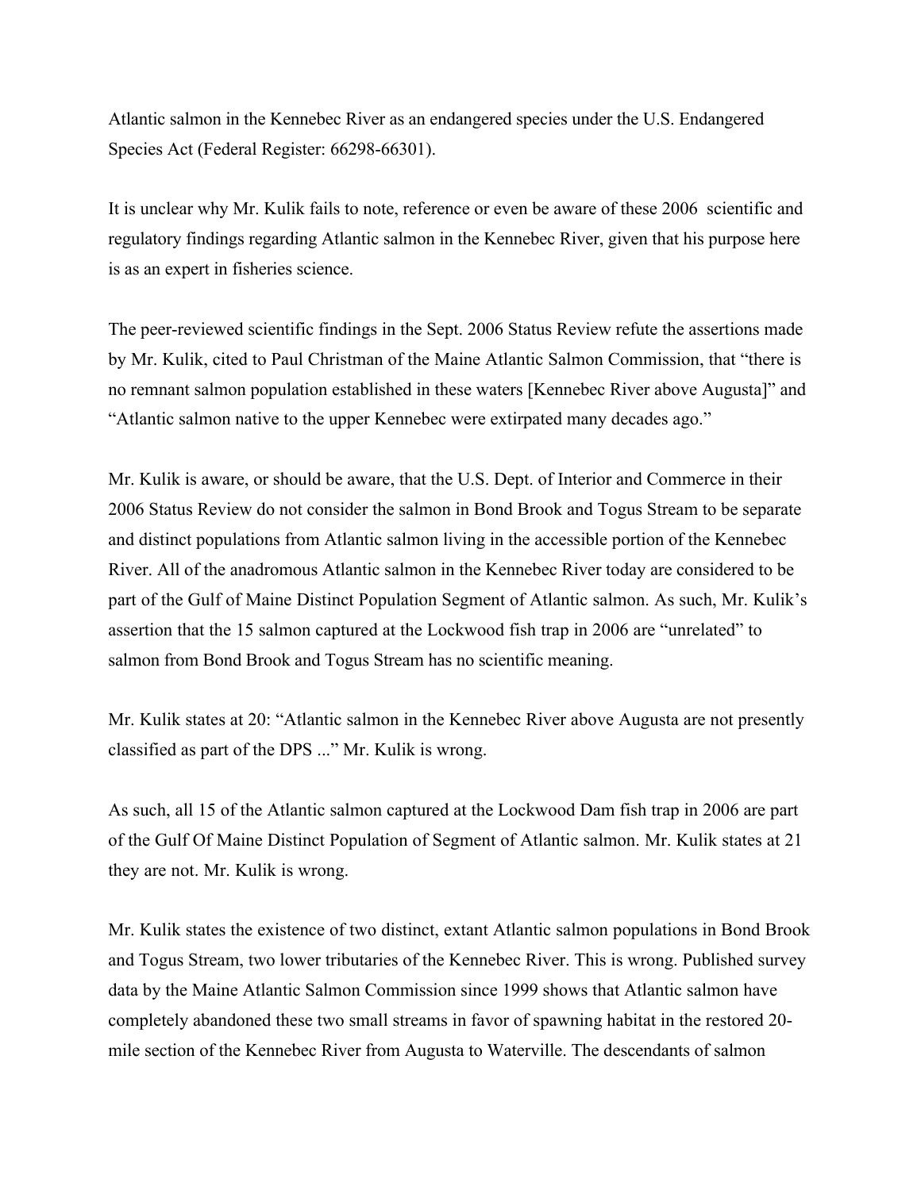Atlantic salmon in the Kennebec River as an endangered species under the U.S. Endangered Species Act (Federal Register: 66298-66301).

It is unclear why Mr. Kulik fails to note, reference or even be aware of these 2006 scientific and regulatory findings regarding Atlantic salmon in the Kennebec River, given that his purpose here is as an expert in fisheries science.

The peer-reviewed scientific findings in the Sept. 2006 Status Review refute the assertions made by Mr. Kulik, cited to Paul Christman of the Maine Atlantic Salmon Commission, that "there is no remnant salmon population established in these waters [Kennebec River above Augusta]" and "Atlantic salmon native to the upper Kennebec were extirpated many decades ago."

Mr. Kulik is aware, or should be aware, that the U.S. Dept. of Interior and Commerce in their 2006 Status Review do not consider the salmon in Bond Brook and Togus Stream to be separate and distinct populations from Atlantic salmon living in the accessible portion of the Kennebec River. All of the anadromous Atlantic salmon in the Kennebec River today are considered to be part of the Gulf of Maine Distinct Population Segment of Atlantic salmon. As such, Mr. Kulik's assertion that the 15 salmon captured at the Lockwood fish trap in 2006 are "unrelated" to salmon from Bond Brook and Togus Stream has no scientific meaning.

Mr. Kulik states at 20: "Atlantic salmon in the Kennebec River above Augusta are not presently classified as part of the DPS ..." Mr. Kulik is wrong.

As such, all 15 of the Atlantic salmon captured at the Lockwood Dam fish trap in 2006 are part of the Gulf Of Maine Distinct Population of Segment of Atlantic salmon. Mr. Kulik states at 21 they are not. Mr. Kulik is wrong.

Mr. Kulik states the existence of two distinct, extant Atlantic salmon populations in Bond Brook and Togus Stream, two lower tributaries of the Kennebec River. This is wrong. Published survey data by the Maine Atlantic Salmon Commission since 1999 shows that Atlantic salmon have completely abandoned these two small streams in favor of spawning habitat in the restored 20-mile section of the Kennebec River from Augusta to Waterville. The descendants of salmon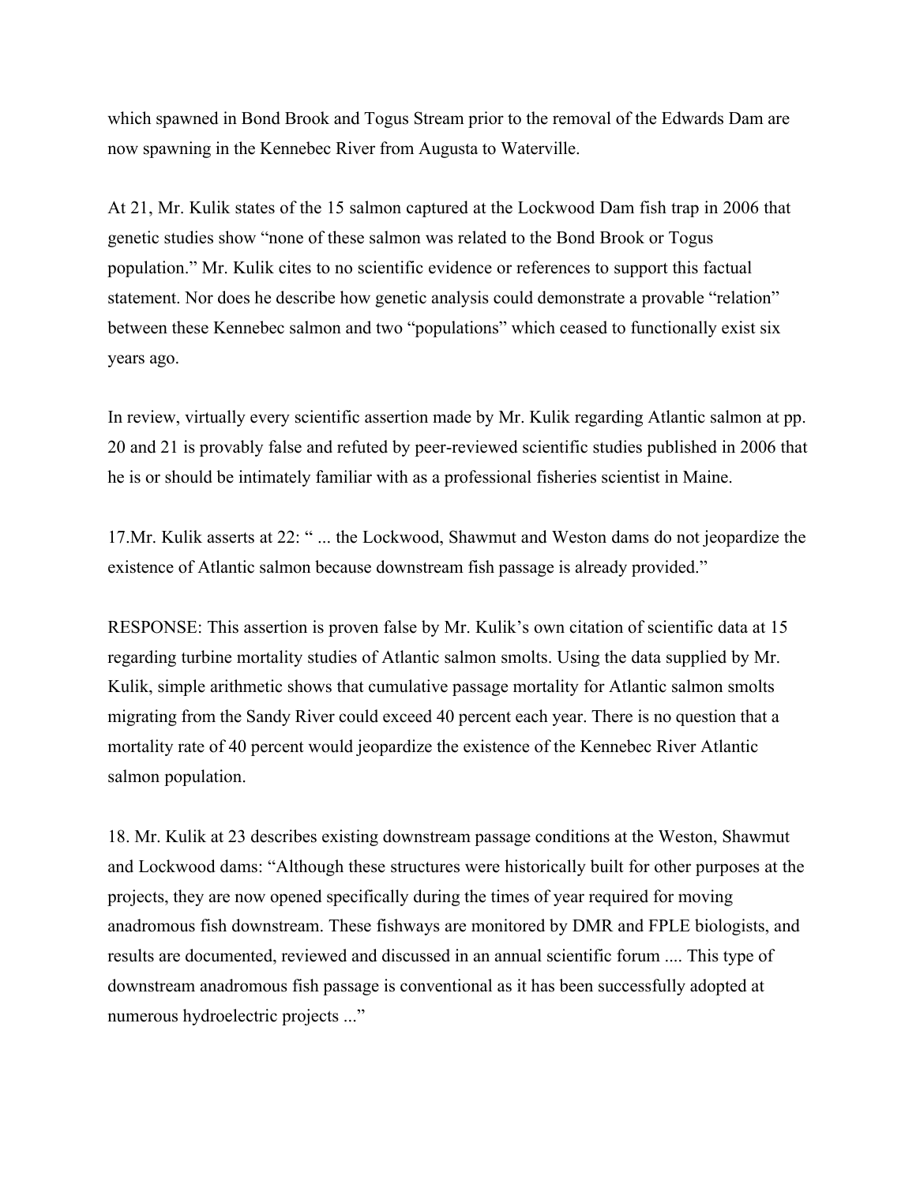which spawned in Bond Brook and Togus Stream prior to the removal of the Edwards Dam are now spawning in the Kennebec River from Augusta to Waterville.

At 21, Mr. Kulik states of the 15 salmon captured at the Lockwood Dam fish trap in 2006 that genetic studies show "none of these salmon was related to the Bond Brook or Togus population." Mr. Kulik cites to no scientific evidence or references to support this factual statement. Nor does he describe how genetic analysis could demonstrate a provable "relation" between these Kennebec salmon and two "populations" which ceased to functionally exist six years ago.

In review, virtually every scientific assertion made by Mr. Kulik regarding Atlantic salmon at pp. 20 and 21 is provably false and refuted by peer-reviewed scientific studies published in 2006 that he is or should be intimately familiar with as a professional fisheries scientist in Maine.

17. Mr. Kulik asserts at 22: " ... the Lockwood, Shawmut and Weston dams do not jeopardize the existence of Atlantic salmon because downstream fish passage is already provided."

RESPONSE: This assertion is proven false by Mr. Kulik's own citation of scientific data at 15 regarding turbine mortality studies of Atlantic salmon smolts. Using the data supplied by Mr. Kulik, simple arithmetic shows that cumulative passage mortality for Atlantic salmon smolts migrating from the Sandy River could exceed 40 percent each year. There is no question that a mortality rate of 40 percent would jeopardize the existence of the Kennebec River Atlantic salmon population.

18. Mr. Kulik at 23 describes existing downstream passage conditions at the Weston, Shawmut and Lockwood dams: "Although these structures were historically built for other purposes at the projects, they are now opened specifically during the times of year required for moving anadromous fish downstream. These fishways are monitored by DMR and FPLE biologists, and results are documented, reviewed and discussed in an annual scientific forum .... This type of downstream anadromous fish passage is conventional as it has been successfully adopted at numerous hydroelectric projects ..."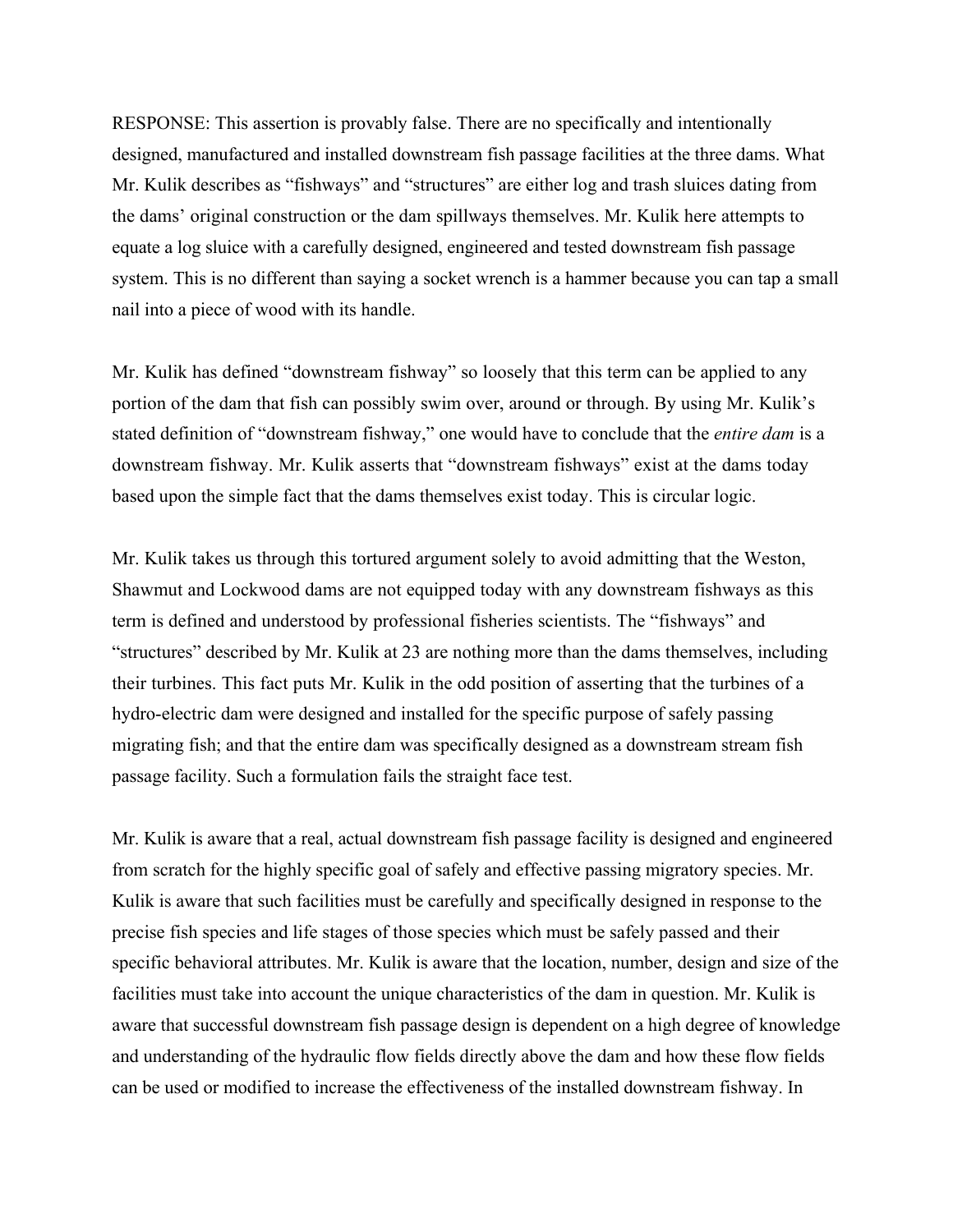RESPONSE: This assertion is provably false. There are no specifically and intentionally designed, manufactured and installed downstream fish passage facilities at the three dams. What Mr. Kulik describes as "fishways" and "structures" are either log and trash sluices dating from the dams' original construction or the dam spillways themselves. Mr. Kulik here attempts to equate a log sluice with a carefully designed, engineered and tested downstream fish passage system. This is no different than saying a socket wrench is a hammer because you can tap a small nail into a piece of wood with its handle.

Mr. Kulik has defined "downstream fishway" so loosely that this term can be applied to any portion of the dam that fish can possibly swim over, around or through. By using Mr. Kulik's stated definition of "downstream fishway," one would have to conclude that the *entire dam* is a downstream fishway. Mr. Kulik asserts that "downstream fishways" exist at the dams today based upon the simple fact that the dams themselves exist today. This is circular logic.

Mr. Kulik takes us through this tortured argument solely to avoid admitting that the Weston, Shawmut and Lockwood dams are not equipped today with any downstream fishways as this term is defined and understood by professional fisheries scientists. The "fishways" and "structures" described by Mr. Kulik at 23 are nothing more than the dams themselves, including their turbines. This fact puts Mr. Kulik in the odd position of asserting that the turbines of a hydro-electric dam were designed and installed for the specific purpose of safely passing migrating fish; and that the entire dam was specifically designed as a downstream stream fish passage facility. Such a formulation fails the straight face test.

Mr. Kulik is aware that a real, actual downstream fish passage facility is designed and engineered from scratch for the highly specific goal of safely and effective passing migratory species. Mr. Kulik is aware that such facilities must be carefully and specifically designed in response to the precise fish species and life stages of those species which must be safely passed and their specific behavioral attributes. Mr. Kulik is aware that the location, number, design and size of the facilities must take into account the unique characteristics of the dam in question. Mr. Kulik is aware that successful downstream fish passage design is dependent on a high degree of knowledge and understanding of the hydraulic flow fields directly above the dam and how these flow fields can be used or modified to increase the effectiveness of the installed downstream fishway. In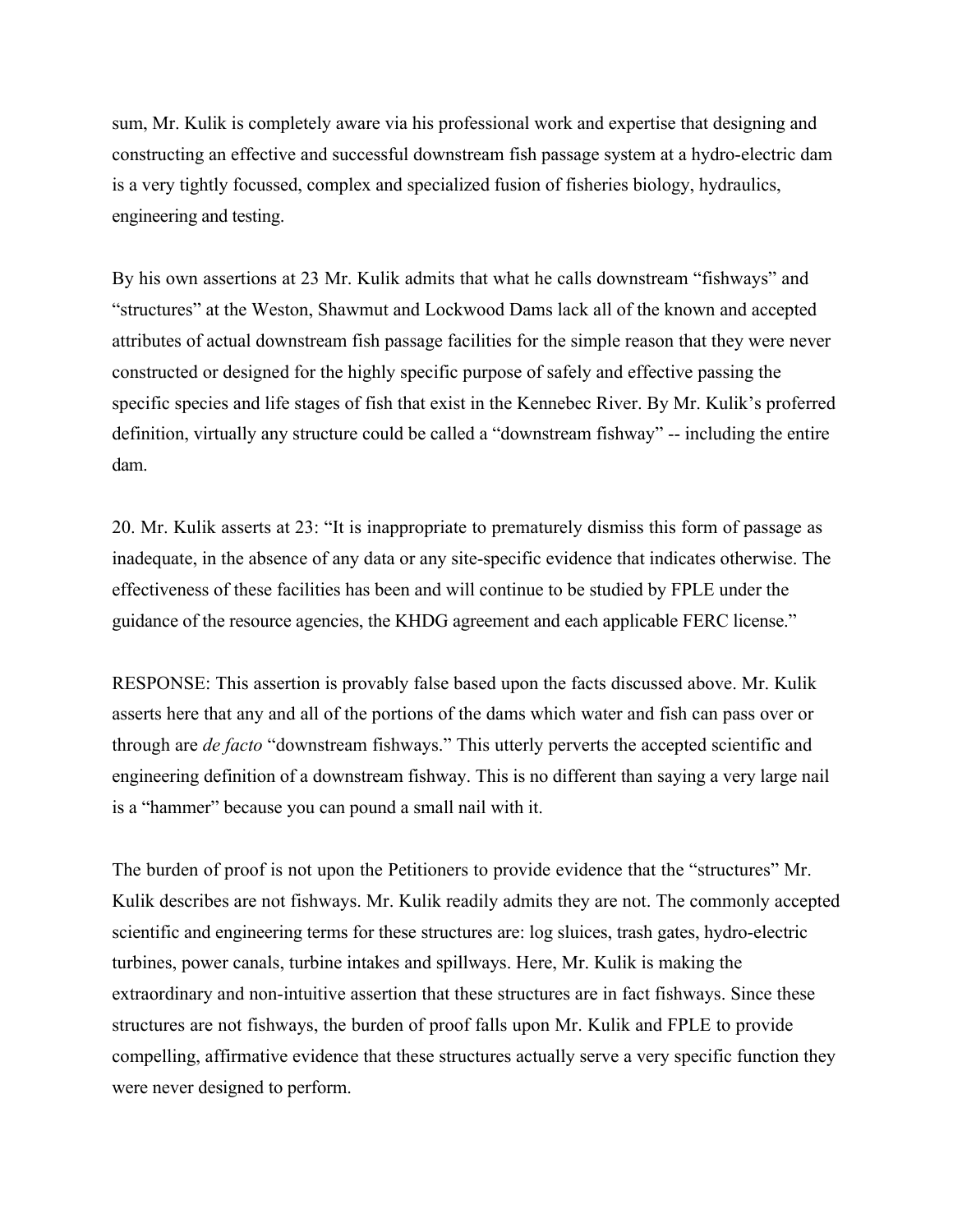sum, Mr. Kulik is completely aware via his professional work and expertise that designing and constructing an effective and successful downstream fish passage system at a hydro-electric dam is a very tightly focussed, complex and specialized fusion of fisheries biology, hydraulics, engineering and testing.

By his own assertions at 23 Mr. Kulik admits that what he calls downstream "fishways" and "structures" at the Weston, Shawmut and Lockwood Dams lack all of the known and accepted attributes of actual downstream fish passage facilities for the simple reason that they were never constructed or designed for the highly specific purpose of safely and effective passing the specific species and life stages of fish that exist in the Kennebec River. By Mr. Kulik's proferred definition, virtually any structure could be called a "downstream fishway" -- including the entire dam.

20. Mr. Kulik asserts at 23: "It is inappropriate to prematurely dismiss this form of passage as inadequate, in the absence of any data or any site-specific evidence that indicates otherwise. The effectiveness of these facilities has been and will continue to be studied by FPLE under the guidance of the resource agencies, the KHDG agreement and each applicable FERC license."

RESPONSE: This assertion is provably false based upon the facts discussed above. Mr. Kulik asserts here that any and all of the portions of the dams which water and fish can pass over or through are *de facto* "downstream fishways." This utterly perverts the accepted scientific and engineering definition of a downstream fishway. This is no different than saying a very large nail is a "hammer" because you can pound a small nail with it.

The burden of proof is not upon the Petitioners to provide evidence that the "structures" Mr. Kulik describes are not fishways. Mr. Kulik readily admits they are not. The commonly accepted scientific and engineering terms for these structures are: log sluices, trash gates, hydro-electric turbines, power canals, turbine intakes and spillways. Here, Mr. Kulik is making the extraordinary and non-intuitive assertion that these structures are in fact fishways. Since these structures are not fishways, the burden of proof falls upon Mr. Kulik and FPLE to provide compelling, affirmative evidence that these structures actually serve a very specific function they were never designed to perform.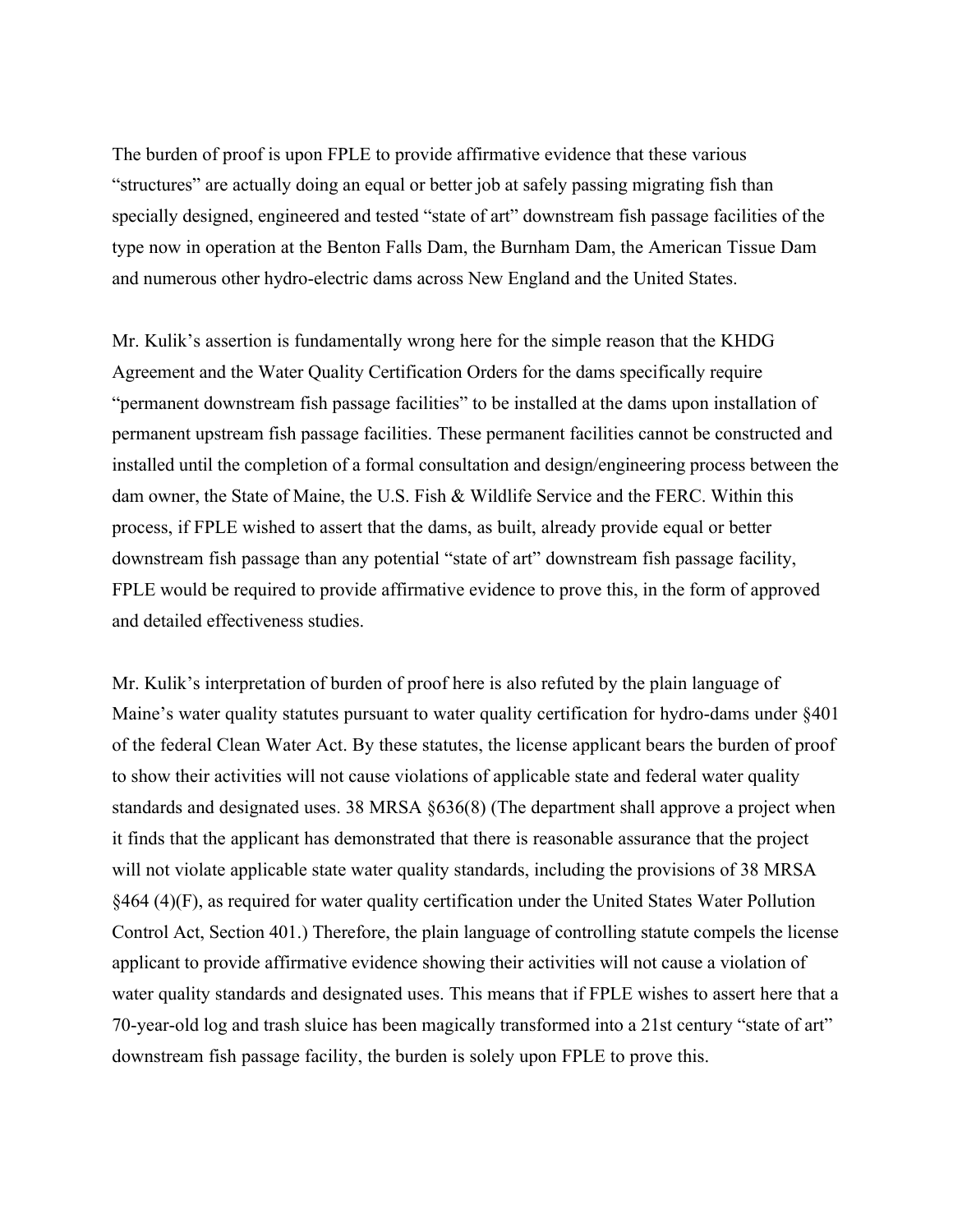The burden of proof is upon FPLE to provide affirmative evidence that these various "structures" are actually doing an equal or better job at safely passing migrating fish than specially designed, engineered and tested "state of art" downstream fish passage facilities of the type now in operation at the Benton Falls Dam, the Burnham Dam, the American Tissue Dam and numerous other hydro-electric dams across New England and the United States.

Mr. Kulik's assertion is fundamentally wrong here for the simple reason that the KHDG Agreement and the Water Quality Certification Orders for the dams specifically require "permanent downstream fish passage facilities" to be installed at the dams upon installation of permanent upstream fish passage facilities. These permanent facilities cannot be constructed and installed until the completion of a formal consultation and design/engineering process between the dam owner, the State of Maine, the U.S. Fish & Wildlife Service and the FERC. Within this process, if FPLE wished to assert that the dams, as built, already provide equal or better downstream fish passage than any potential "state of art" downstream fish passage facility, FPLE would be required to provide affirmative evidence to prove this, in the form of approved and detailed effectiveness studies.

Mr. Kulik's interpretation of burden of proof here is also refuted by the plain language of Maine's water quality statutes pursuant to water quality certification for hydro-dams under §401 of the federal Clean Water Act. By these statutes, the license applicant bears the burden of proof to show their activities will not cause violations of applicable state and federal water quality standards and designated uses. 38 MRSA §636(8) (The department shall approve a project when it finds that the applicant has demonstrated that there is reasonable assurance that the project will not violate applicable state water quality standards, including the provisions of 38 MRSA §464 (4)(F), as required for water quality certification under the United States Water Pollution Control Act, Section 401.) Therefore, the plain language of controlling statute compels the license applicant to provide affirmative evidence showing their activities will not cause a violation of water quality standards and designated uses. This means that if FPLE wishes to assert here that a 70-year-old log and trash sluice has been magically transformed into a 21st century "state of art" downstream fish passage facility, the burden is solely upon FPLE to prove this.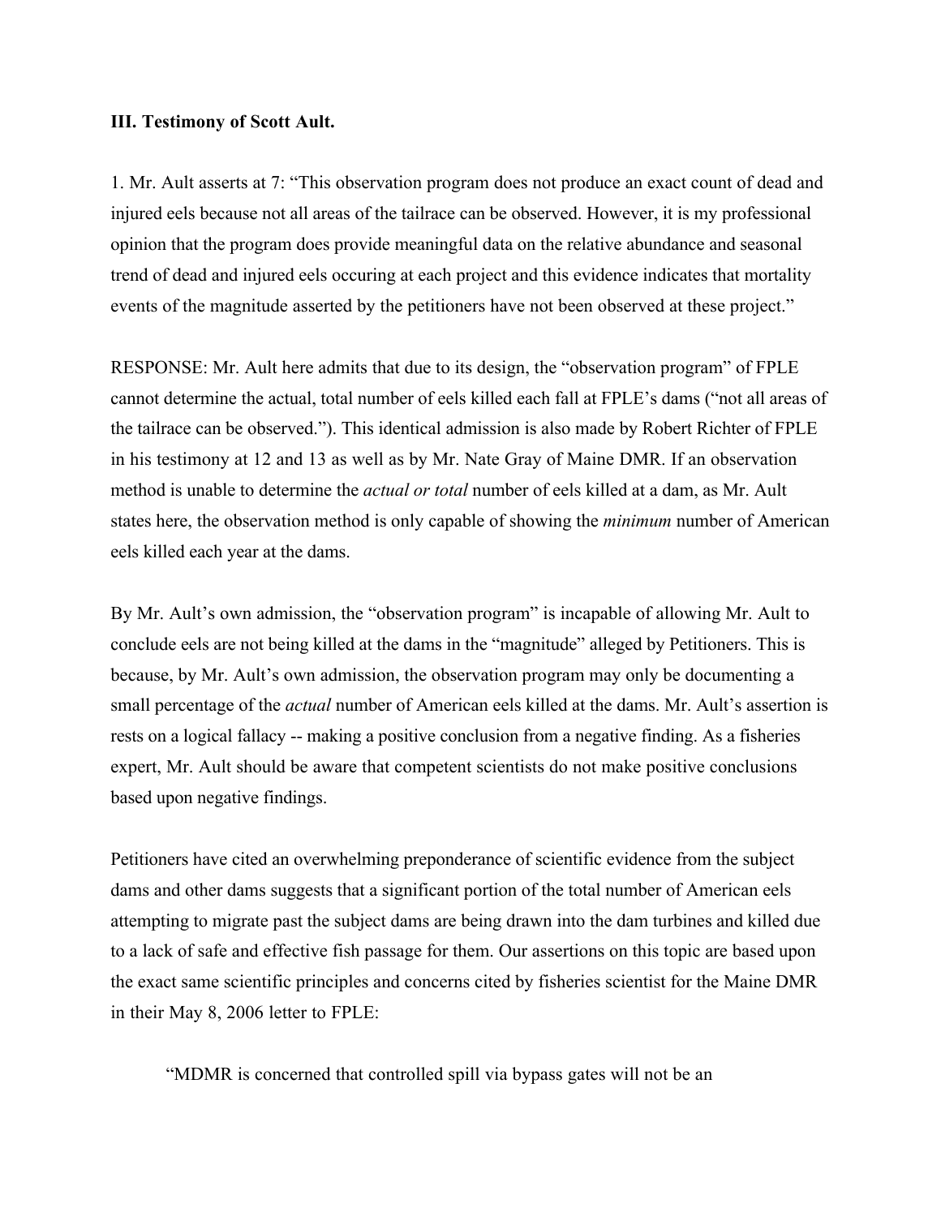**III. Testimony of Scott Ault.**

1. Mr. Ault asserts at 7: "This observation program does not produce an exact count of dead and injured eels because not all areas of the tailrace can be observed. However, it is my professional opinion that the program does provide meaningful data on the relative abundance and seasonal trend of dead and injured eels occuring at each project and this evidence indicates that mortality events of the magnitude asserted by the petitioners have not been observed at these project."

RESPONSE: Mr. Ault here admits that due to its design, the "observation program" of FPLE cannot determine the actual, total number of eels killed each fall at FPLE's dams ("not all areas of the tailrace can be observed."). This identical admission is also made by Robert Richter of FPLE in his testimony at 12 and 13 as well as by Mr. Nate Gray of Maine DMR. If an observation method is unable to determine the *actual or total* number of eels killed at a dam, as Mr. Ault states here, the observation method is only capable of showing the *minimum* number of American eels killed each year at the dams.

By Mr. Ault's own admission, the "observation program" is incapable of allowing Mr. Ault to conclude eels are not being killed at the dams in the "magnitude" alleged by Petitioners. This is because, by Mr. Ault's own admission, the observation program may only be documenting a small percentage of the *actual* number of American eels killed at the dams. Mr. Ault's assertion is rests on a logical fallacy -- making a positive conclusion from a negative finding. As a fisheries expert, Mr. Ault should be aware that competent scientists do not make positive conclusions based upon negative findings.

Petitioners have cited an overwhelming preponderance of scientific evidence from the subject dams and other dams suggests that a significant portion of the total number of American eels attempting to migrate past the subject dams are being drawn into the dam turbines and killed due to a lack of safe and effective fish passage for them. Our assertions on this topic are based upon the exact same scientific principles and concerns cited by fisheries scientist for the Maine DMR in their May 8, 2006 letter to FPLE:

> "MDMR is concerned that controlled spill via bypass gates will not be an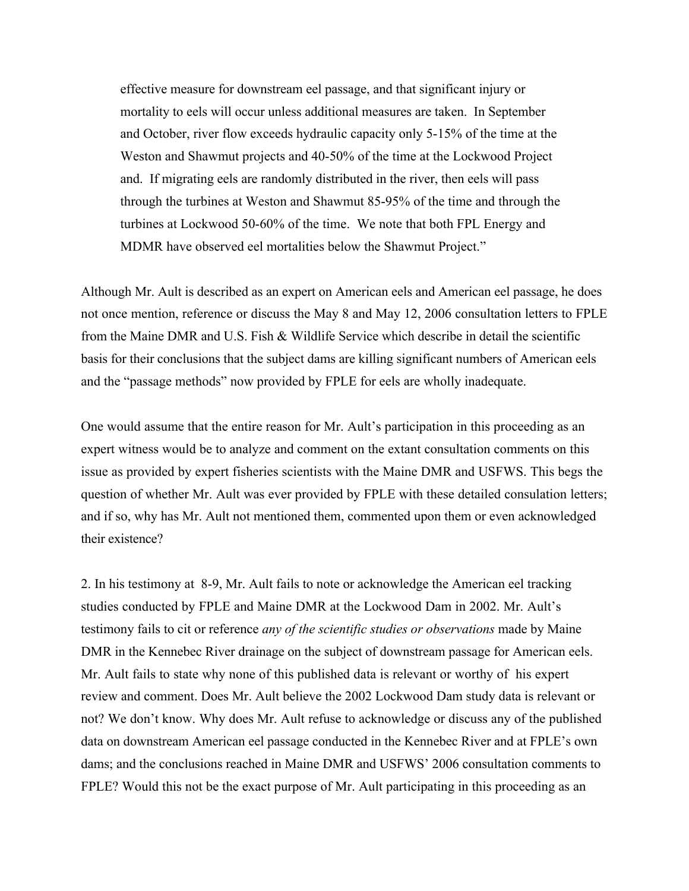effective measure for downstream eel passage, and that significant injury or mortality to eels will occur unless additional measures are taken. In September and October, river flow exceeds hydraulic capacity only 5-15% of the time at the Weston and Shawmut projects and 40-50% of the time at the Lockwood Project and. If migrating eels are randomly distributed in the river, then eels will pass through the turbines at Weston and Shawmut 85-95% of the time and through the turbines at Lockwood 50-60% of the time. We note that both FPL Energy and MDMR have observed eel mortalities below the Shawmut Project."

Although Mr. Ault is described as an expert on American eels and American eel passage, he does not once mention, reference or discuss the May 8 and May 12, 2006 consultation letters to FPLE from the Maine DMR and U.S. Fish & Wildlife Service which describe in detail the scientific basis for their conclusions that the subject dams are killing significant numbers of American eels and the "passage methods" now provided by FPLE for eels are wholly inadequate.

One would assume that the entire reason for Mr. Ault's participation in this proceeding as an expert witness would be to analyze and comment on the extant consultation comments on this issue as provided by expert fisheries scientists with the Maine DMR and USFWS. This begs the question of whether Mr. Ault was ever provided by FPLE with these detailed consulation letters; and if so, why has Mr. Ault not mentioned them, commented upon them or even acknowledged their existence?

2. In his testimony at 8-9, Mr. Ault fails to note or acknowledge the American eel tracking studies conducted by FPLE and Maine DMR at the Lockwood Dam in 2002. Mr. Ault's testimony fails to cit or reference *any of the scientific studies or observations* made by Maine DMR in the Kennebec River drainage on the subject of downstream passage for American eels. Mr. Ault fails to state why none of this published data is relevant or worthy of his expert review and comment. Does Mr. Ault believe the 2002 Lockwood Dam study data is relevant or not? We don't know. Why does Mr. Ault refuse to acknowledge or discuss any of the published data on downstream American eel passage conducted in the Kennebec River and at FPLE's own dams; and the conclusions reached in Maine DMR and USFWS' 2006 consultation comments to FPLE? Would this not be the exact purpose of Mr. Ault participating in this proceeding as an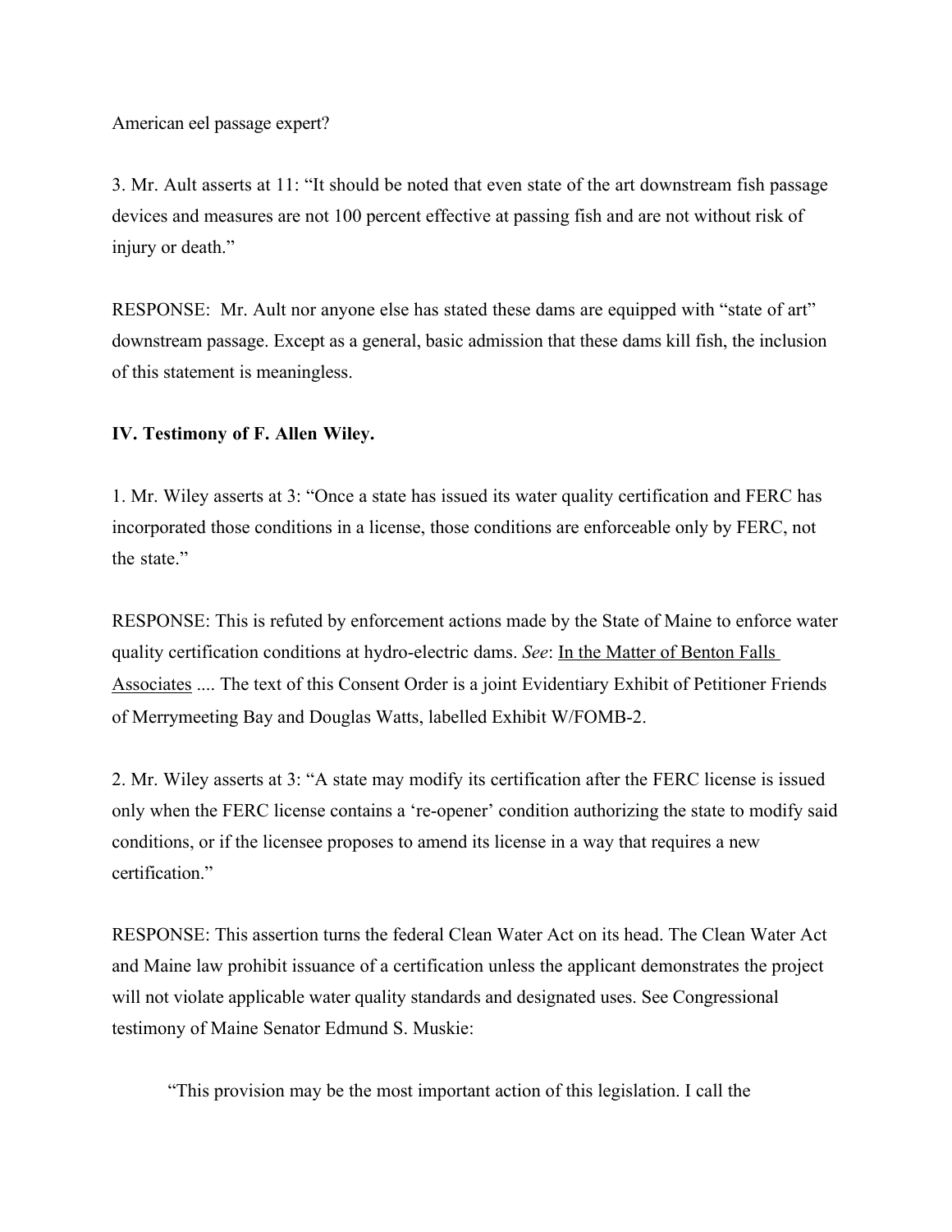American eel passage expert?

3. Mr. Ault asserts at 11: "It should be noted that even state of the art downstream fish passage devices and measures are not 100 percent effective at passing fish and are not without risk of injury or death."

RESPONSE: Mr. Ault nor anyone else has stated these dams are equipped with "state of art" downstream passage. Except as a general, basic admission that these dams kill fish, the inclusion of this statement is meaningless.

**IV. Testimony of F. Allen Wiley.**

1. Mr. Wiley asserts at 3: "Once a state has issued its water quality certification and FERC has incorporated those conditions in a license, those conditions are enforceable only by FERC, not the state."

RESPONSE: This is refuted by enforcement actions made by the State of Maine to enforce water quality certification conditions at hydro-electric dams. *See*: In the Matter of Benton Falls Associates .... The text of this Consent Order is a joint Evidentiary Exhibit of Petitioner Friends of Merrymeeting Bay and Douglas Watts, labelled Exhibit W/FOMB-2.

2. Mr. Wiley asserts at 3: "A state may modify its certification after the FERC license is issued only when the FERC license contains a 're-opener' condition authorizing the state to modify said conditions, or if the licensee proposes to amend its license in a way that requires a new certification."

RESPONSE: This assertion turns the federal Clean Water Act on its head. The Clean Water Act and Maine law prohibit issuance of a certification unless the applicant demonstrates the project will not violate applicable water quality standards and designated uses. See Congressional testimony of Maine Senator Edmund S. Muskie:

> "This provision may be the most important action of this legislation. I call the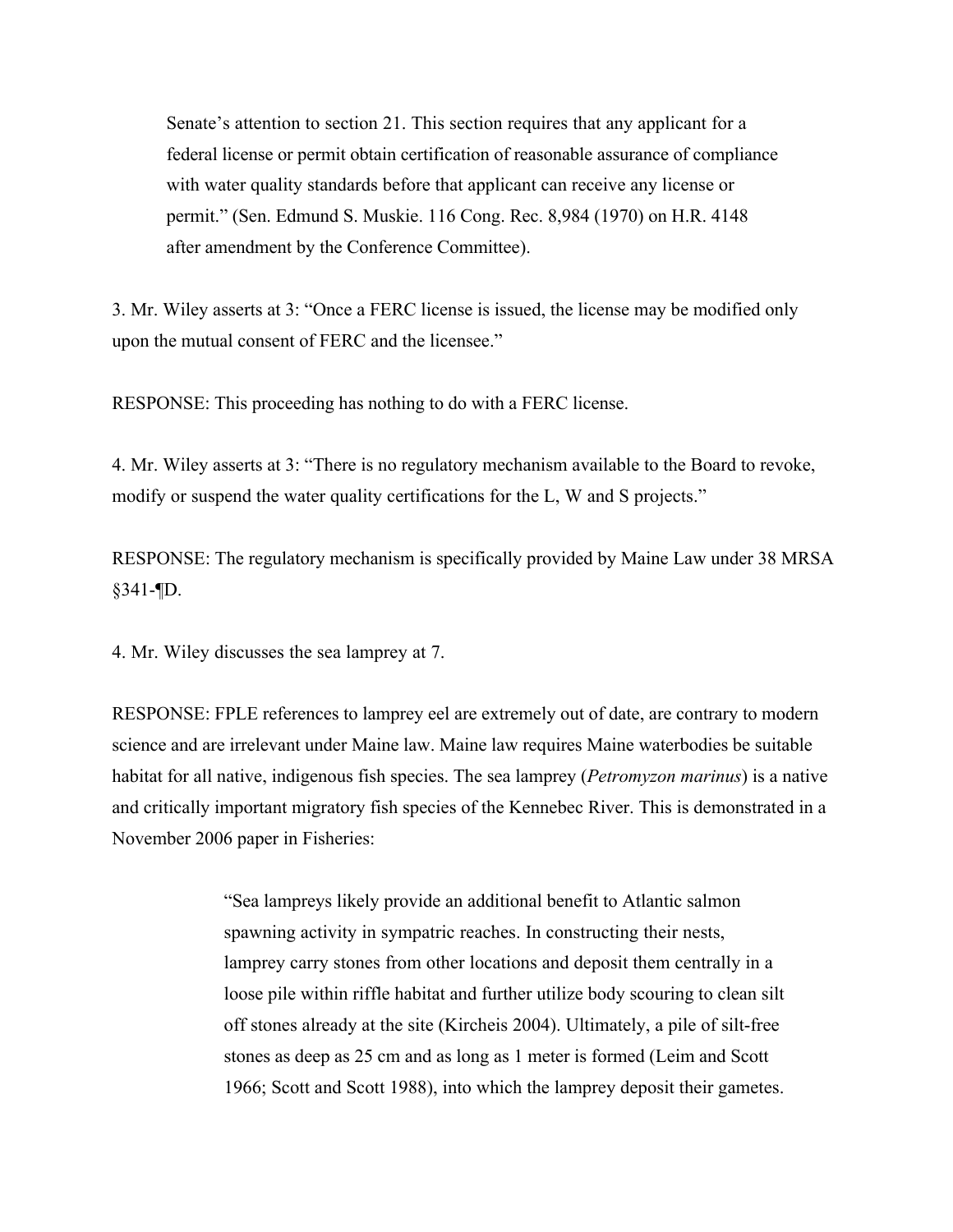> Senate's attention to section 21. This section requires that any applicant for a federal license or permit obtain certification of reasonable assurance of compliance with water quality standards before that applicant can receive any license or permit." (Sen. Edmund S. Muskie. 116 Cong. Rec. 8,984 (1970) on H.R. 4148 after amendment by the Conference Committee).

3. Mr. Wiley asserts at 3: "Once a FERC license is issued, the license may be modified only upon the mutual consent of FERC and the licensee."

RESPONSE: This proceeding has nothing to do with a FERC license.

4. Mr. Wiley asserts at 3: "There is no regulatory mechanism available to the Board to revoke, modify or suspend the water quality certifications for the L, W and S projects."

RESPONSE: The regulatory mechanism is specifically provided by Maine Law under 38 MRSA §341-¶D.

4. Mr. Wiley discusses the sea lamprey at 7.

RESPONSE: FPLE references to lamprey eel are extremely out of date, are contrary to modern science and are irrelevant under Maine law. Maine law requires Maine waterbodies be suitable habitat for all native, indigenous fish species. The sea lamprey (*Petromyzon marinus*) is a native and critically important migratory fish species of the Kennebec River. This is demonstrated in a November 2006 paper in Fisheries:

> "Sea lampreys likely provide an additional benefit to Atlantic salmon spawning activity in sympatric reaches. In constructing their nests, lamprey carry stones from other locations and deposit them centrally in a loose pile within riffle habitat and further utilize body scouring to clean silt off stones already at the site (Kircheis 2004). Ultimately, a pile of silt-free stones as deep as 25 cm and as long as 1 meter is formed (Leim and Scott 1966; Scott and Scott 1988), into which the lamprey deposit their gametes.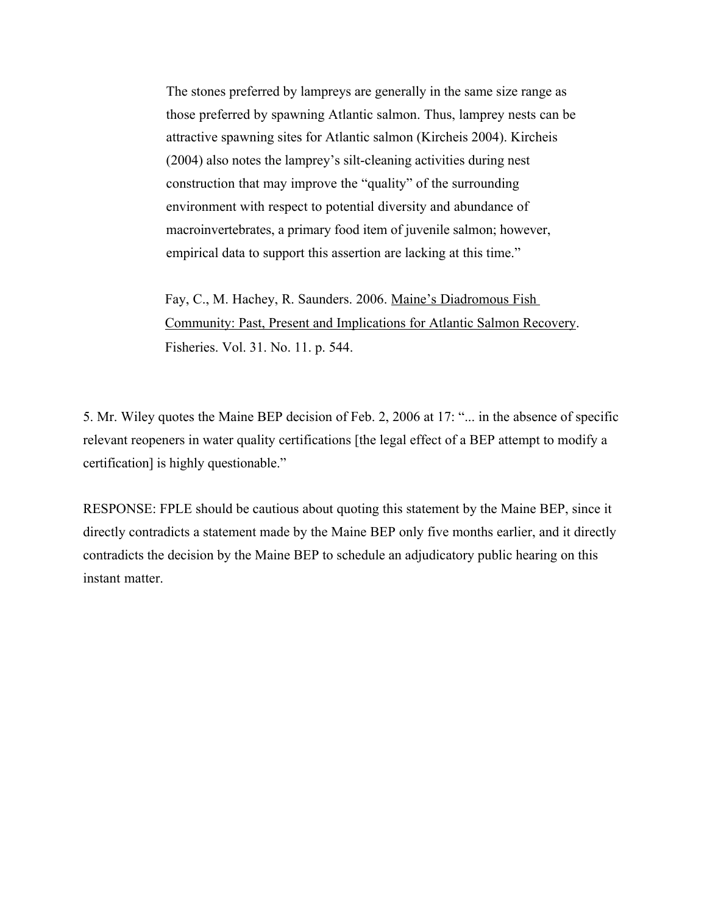> The stones preferred by lampreys are generally in the same size range as those preferred by spawning Atlantic salmon. Thus, lamprey nests can be attractive spawning sites for Atlantic salmon (Kircheis 2004). Kircheis (2004) also notes the lamprey's silt-cleaning activities during nest construction that may improve the "quality" of the surrounding environment with respect to potential diversity and abundance of macroinvertebrates, a primary food item of juvenile salmon; however, empirical data to support this assertion are lacking at this time."
>
> Fay, C., M. Hachey, R. Saunders. 2006. Maine's Diadromous Fish Community: Past, Present and Implications for Atlantic Salmon Recovery. Fisheries. Vol. 31. No. 11. p. 544.

5. Mr. Wiley quotes the Maine BEP decision of Feb. 2, 2006 at 17: "... in the absence of specific relevant reopeners in water quality certifications [the legal effect of a BEP attempt to modify a certification] is highly questionable."

RESPONSE: FPLE should be cautious about quoting this statement by the Maine BEP, since it directly contradicts a statement made by the Maine BEP only five months earlier, and it directly contradicts the decision by the Maine BEP to schedule an adjudicatory public hearing on this instant matter.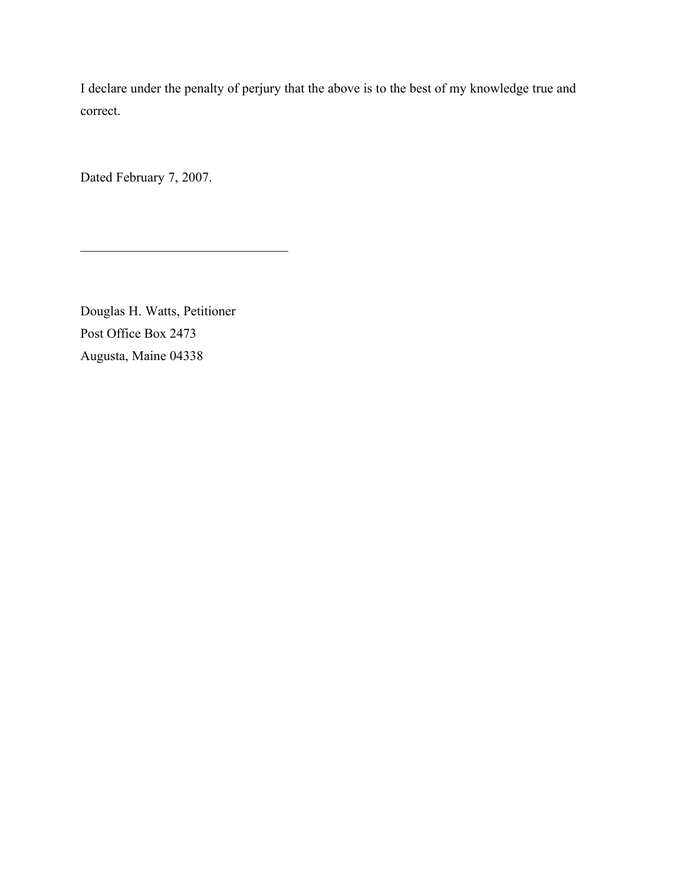I declare under the penalty of perjury that the above is to the best of my knowledge true and correct.

Dated February 7, 2007.

_______________________________

Douglas H. Watts, Petitioner
Post Office Box 2473
Augusta, Maine 04338